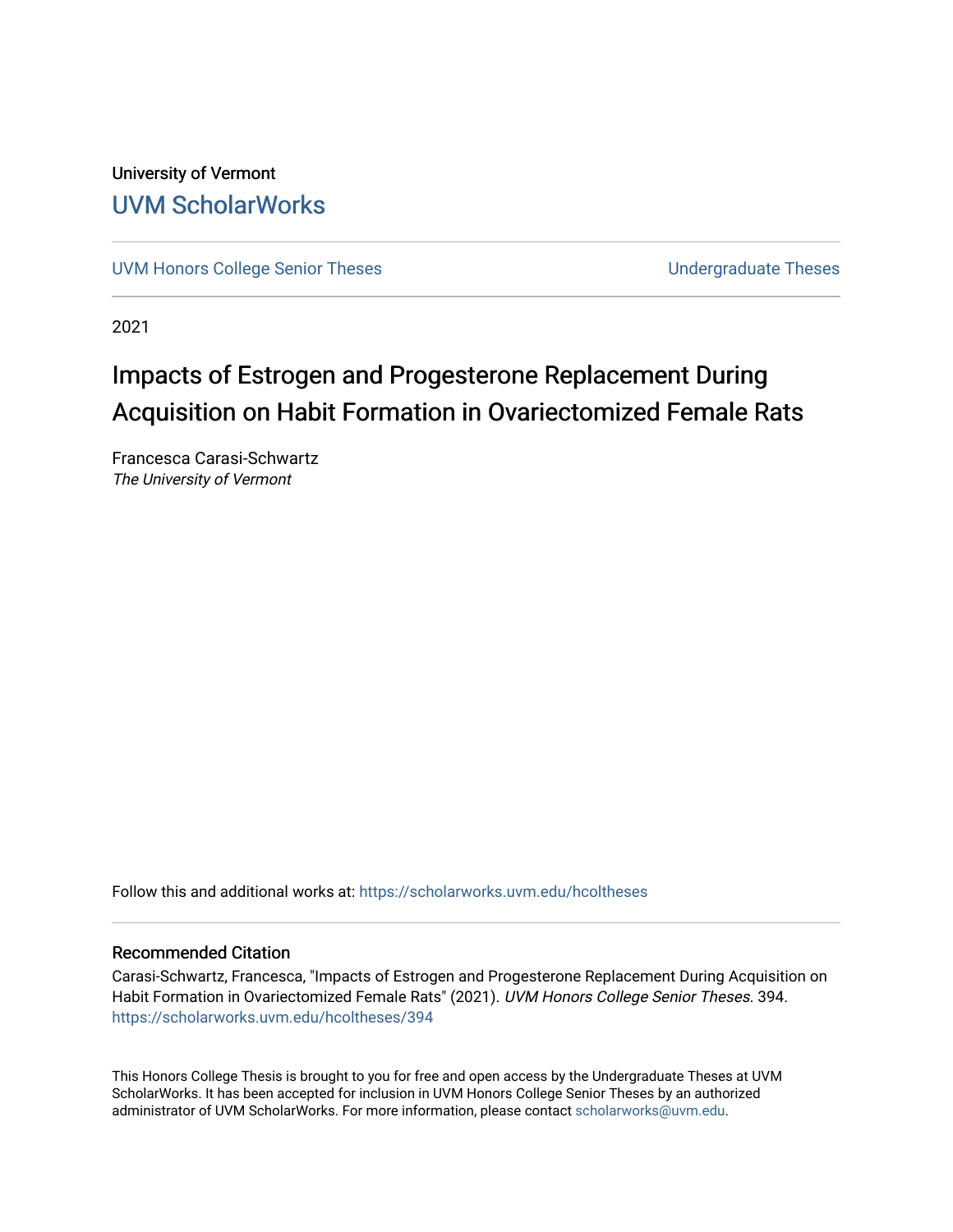University of Vermont

UVM ScholarWorks

UVM Honors College Senior Theses | Undergraduate Theses

2021

# Impacts of Estrogen and Progesterone Replacement During Acquisition on Habit Formation in Ovariectomized Female Rats

Francesca Carasi-Schwartz
*The University of Vermont*

Follow this and additional works at: https://scholarworks.uvm.edu/hcoltheses

## Recommended Citation

Carasi-Schwartz, Francesca, "Impacts of Estrogen and Progesterone Replacement During Acquisition on Habit Formation in Ovariectomized Female Rats" (2021). *UVM Honors College Senior Theses*. 394.
https://scholarworks.uvm.edu/hcoltheses/394

This Honors College Thesis is brought to you for free and open access by the Undergraduate Theses at UVM ScholarWorks. It has been accepted for inclusion in UVM Honors College Senior Theses by an authorized administrator of UVM ScholarWorks. For more information, please contact scholarworks@uvm.edu.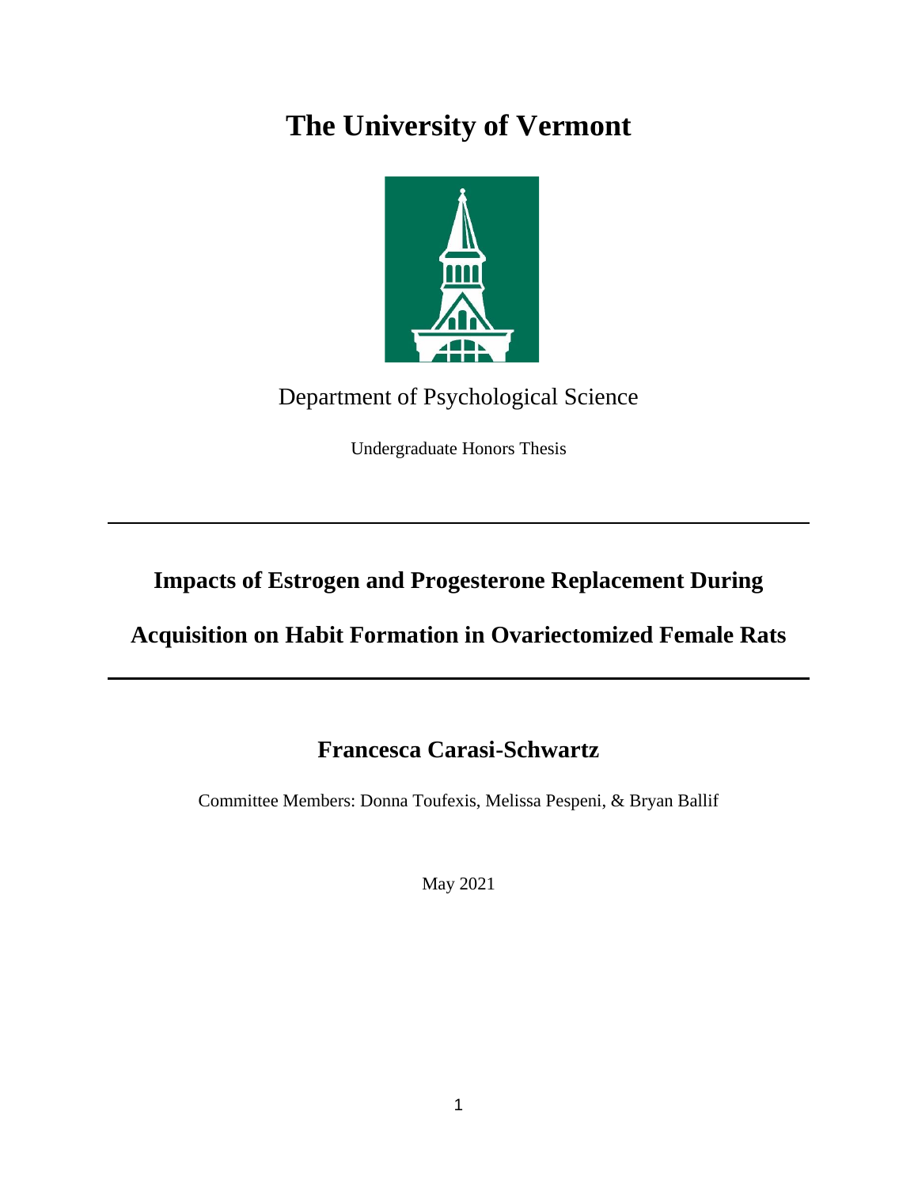# The University of Vermont

Department of Psychological Science

Undergraduate Honors Thesis

---

## Impacts of Estrogen and Progesterone Replacement During Acquisition on Habit Formation in Ovariectomized Female Rats

---

### Francesca Carasi-Schwartz

Committee Members: Donna Toufexis, Melissa Pespeni, & Bryan Ballif

May 2021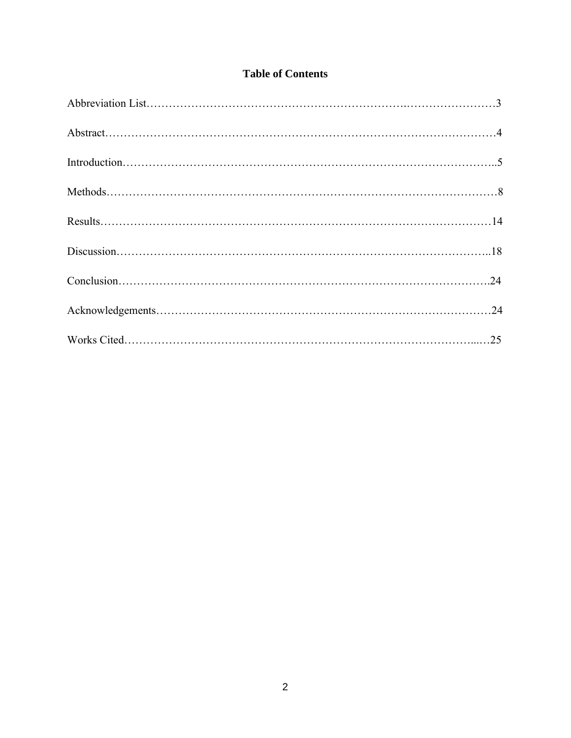# Table of Contents

Abbreviation List……………………………………………………………..……………………3

Abstract…………………………………………………………………………………………4

Introduction……………………………………………………………………………………..5

Methods…………………………………………………………………………………………8

Results…………………………………………………………………………………………14

Discussion……………………………………………………………………………………..18

Conclusion……………………………………………………………………………………..24

Acknowledgements……………………………………………………………………………24

Works Cited……………………………………………………………………………...…25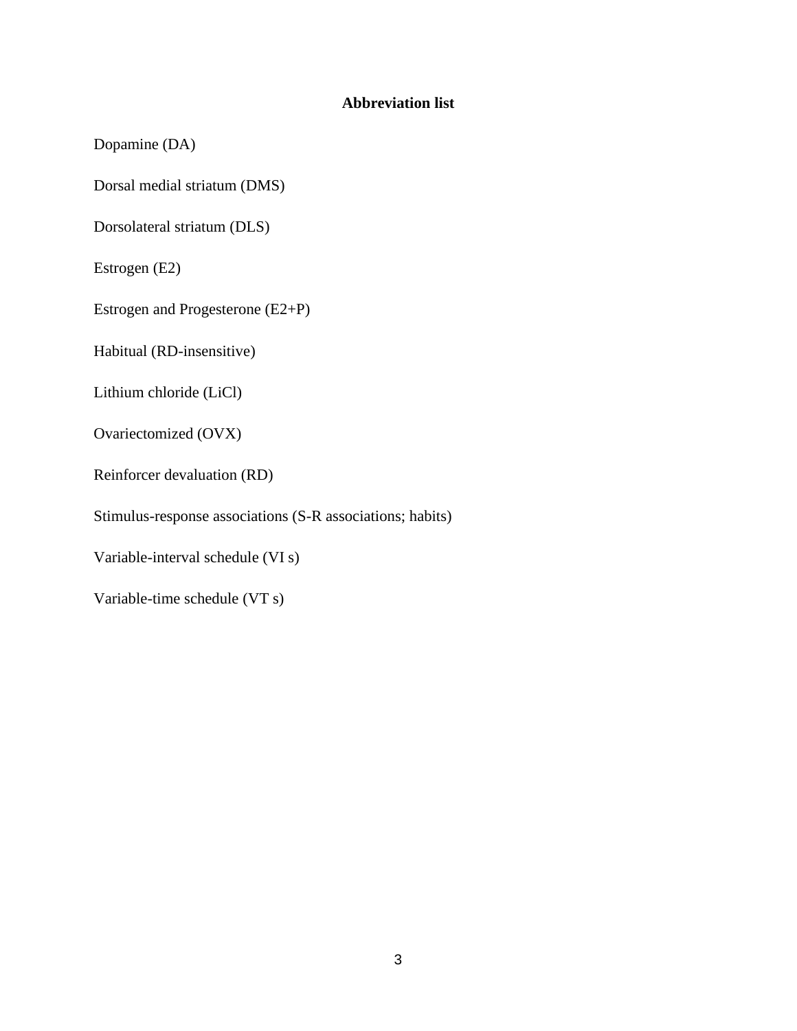**Abbreviation list**

Dopamine (DA)

Dorsal medial striatum (DMS)

Dorsolateral striatum (DLS)

Estrogen (E2)

Estrogen and Progesterone (E2+P)

Habitual (RD-insensitive)

Lithium chloride (LiCl)

Ovariectomized (OVX)

Reinforcer devaluation (RD)

Stimulus-response associations (S-R associations; habits)

Variable-interval schedule (VI s)

Variable-time schedule (VT s)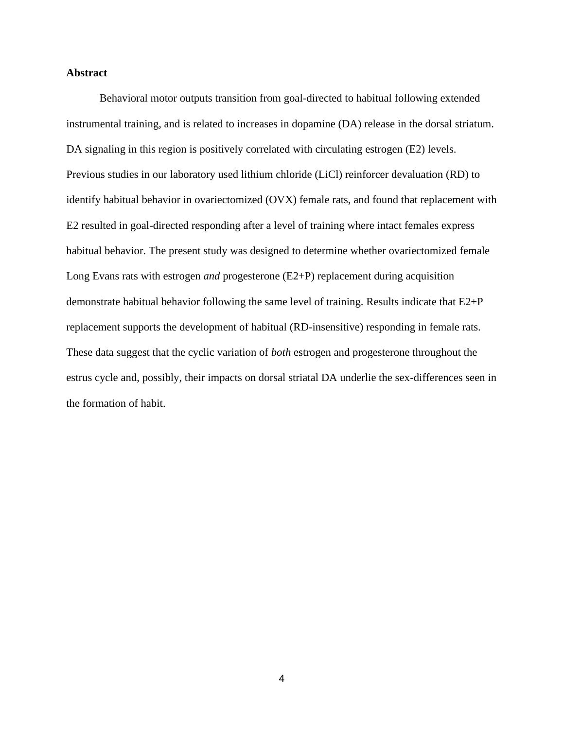## Abstract

Behavioral motor outputs transition from goal-directed to habitual following extended instrumental training, and is related to increases in dopamine (DA) release in the dorsal striatum. DA signaling in this region is positively correlated with circulating estrogen (E2) levels. Previous studies in our laboratory used lithium chloride (LiCl) reinforcer devaluation (RD) to identify habitual behavior in ovariectomized (OVX) female rats, and found that replacement with E2 resulted in goal-directed responding after a level of training where intact females express habitual behavior. The present study was designed to determine whether ovariectomized female Long Evans rats with estrogen *and* progesterone (E2+P) replacement during acquisition demonstrate habitual behavior following the same level of training. Results indicate that E2+P replacement supports the development of habitual (RD-insensitive) responding in female rats. These data suggest that the cyclic variation of *both* estrogen and progesterone throughout the estrus cycle and, possibly, their impacts on dorsal striatal DA underlie the sex-differences seen in the formation of habit.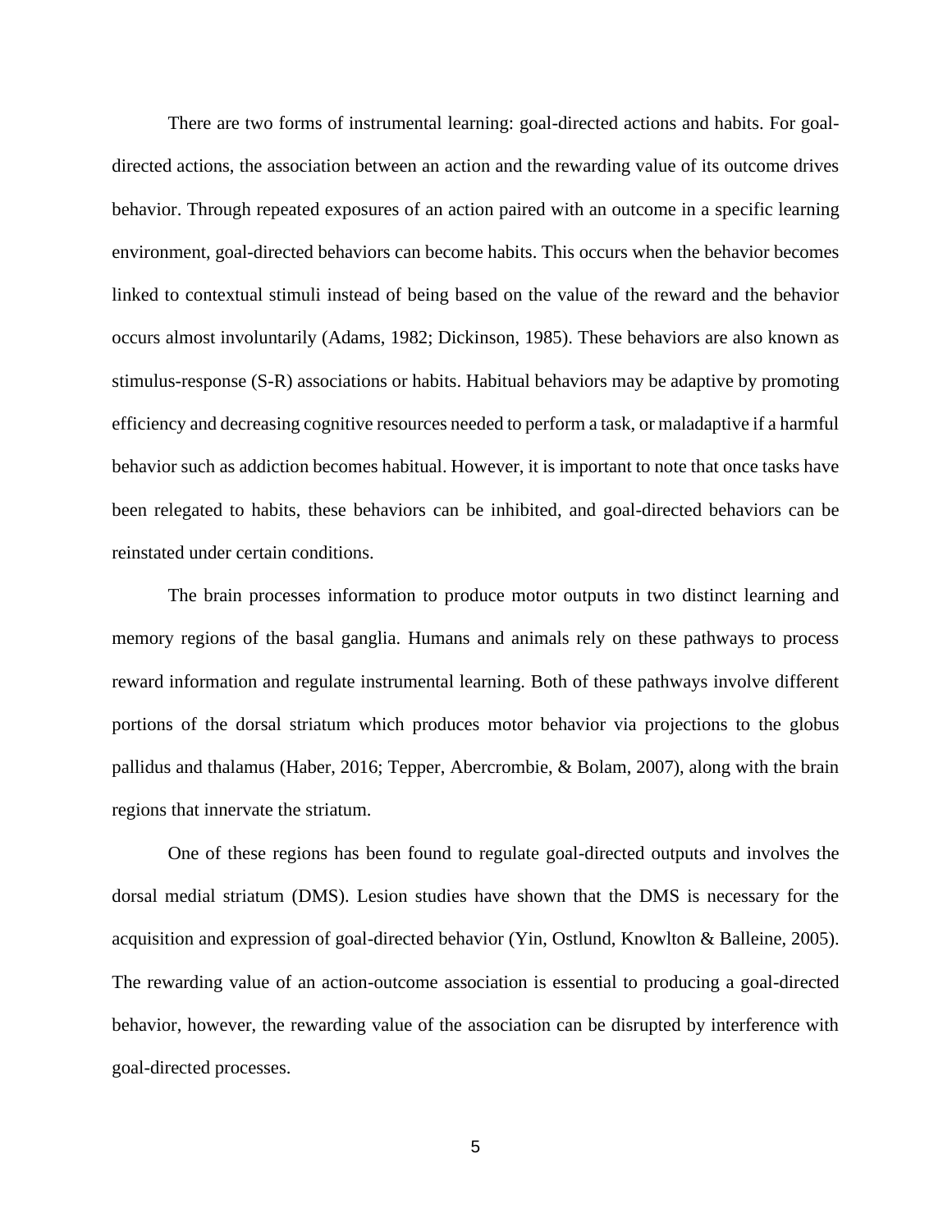There are two forms of instrumental learning: goal-directed actions and habits. For goal-directed actions, the association between an action and the rewarding value of its outcome drives behavior. Through repeated exposures of an action paired with an outcome in a specific learning environment, goal-directed behaviors can become habits. This occurs when the behavior becomes linked to contextual stimuli instead of being based on the value of the reward and the behavior occurs almost involuntarily (Adams, 1982; Dickinson, 1985). These behaviors are also known as stimulus-response (S-R) associations or habits. Habitual behaviors may be adaptive by promoting efficiency and decreasing cognitive resources needed to perform a task, or maladaptive if a harmful behavior such as addiction becomes habitual. However, it is important to note that once tasks have been relegated to habits, these behaviors can be inhibited, and goal-directed behaviors can be reinstated under certain conditions.

The brain processes information to produce motor outputs in two distinct learning and memory regions of the basal ganglia. Humans and animals rely on these pathways to process reward information and regulate instrumental learning. Both of these pathways involve different portions of the dorsal striatum which produces motor behavior via projections to the globus pallidus and thalamus (Haber, 2016; Tepper, Abercrombie, & Bolam, 2007), along with the brain regions that innervate the striatum.

One of these regions has been found to regulate goal-directed outputs and involves the dorsal medial striatum (DMS). Lesion studies have shown that the DMS is necessary for the acquisition and expression of goal-directed behavior (Yin, Ostlund, Knowlton & Balleine, 2005). The rewarding value of an action-outcome association is essential to producing a goal-directed behavior, however, the rewarding value of the association can be disrupted by interference with goal-directed processes.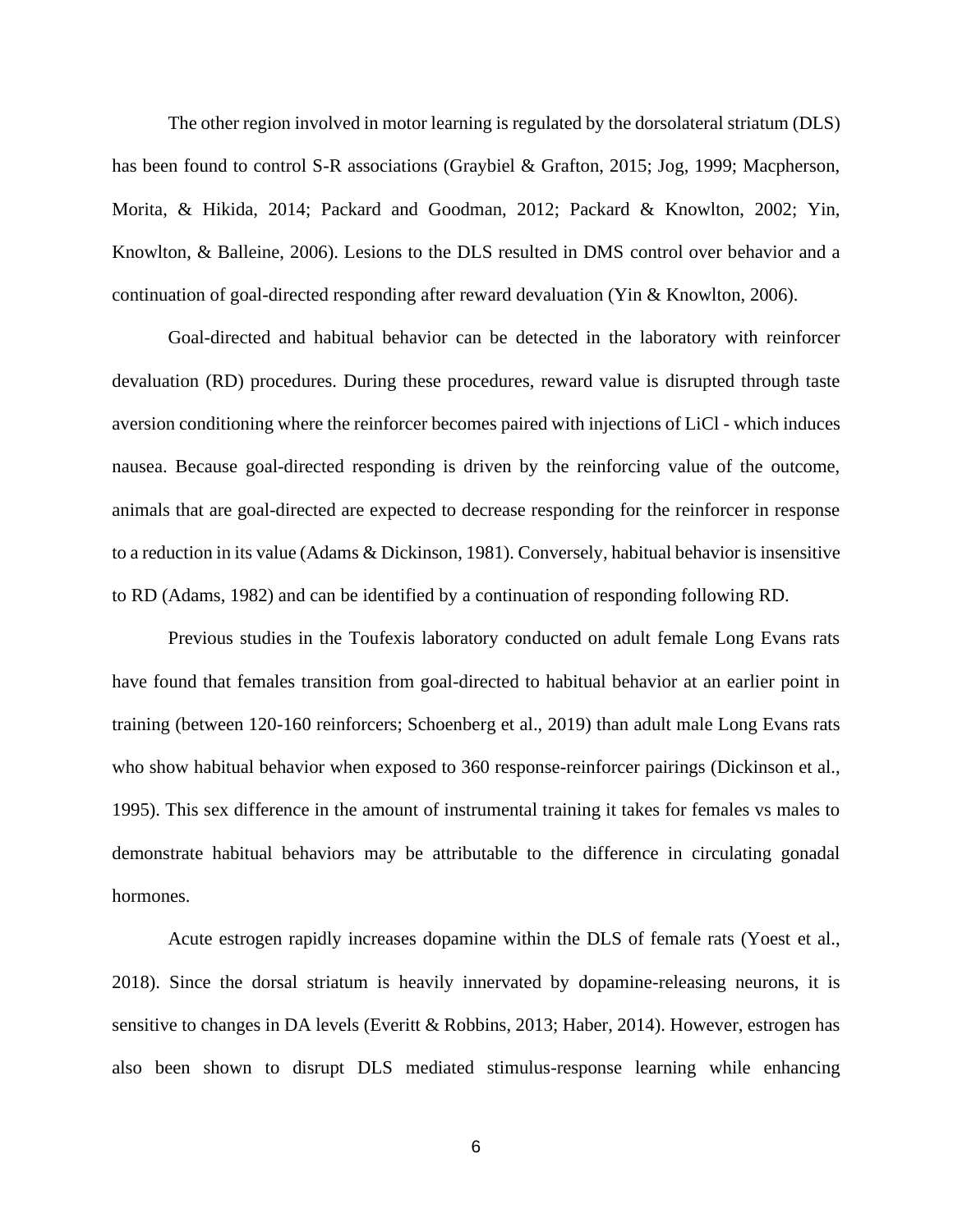The other region involved in motor learning is regulated by the dorsolateral striatum (DLS) has been found to control S-R associations (Graybiel & Grafton, 2015; Jog, 1999; Macpherson, Morita, & Hikida, 2014; Packard and Goodman, 2012; Packard & Knowlton, 2002; Yin, Knowlton, & Balleine, 2006). Lesions to the DLS resulted in DMS control over behavior and a continuation of goal-directed responding after reward devaluation (Yin & Knowlton, 2006).

Goal-directed and habitual behavior can be detected in the laboratory with reinforcer devaluation (RD) procedures. During these procedures, reward value is disrupted through taste aversion conditioning where the reinforcer becomes paired with injections of LiCl - which induces nausea. Because goal-directed responding is driven by the reinforcing value of the outcome, animals that are goal-directed are expected to decrease responding for the reinforcer in response to a reduction in its value (Adams & Dickinson, 1981). Conversely, habitual behavior is insensitive to RD (Adams, 1982) and can be identified by a continuation of responding following RD.

Previous studies in the Toufexis laboratory conducted on adult female Long Evans rats have found that females transition from goal-directed to habitual behavior at an earlier point in training (between 120-160 reinforcers; Schoenberg et al., 2019) than adult male Long Evans rats who show habitual behavior when exposed to 360 response-reinforcer pairings (Dickinson et al., 1995). This sex difference in the amount of instrumental training it takes for females vs males to demonstrate habitual behaviors may be attributable to the difference in circulating gonadal hormones.

Acute estrogen rapidly increases dopamine within the DLS of female rats (Yoest et al., 2018). Since the dorsal striatum is heavily innervated by dopamine-releasing neurons, it is sensitive to changes in DA levels (Everitt & Robbins, 2013; Haber, 2014). However, estrogen has also been shown to disrupt DLS mediated stimulus-response learning while enhancing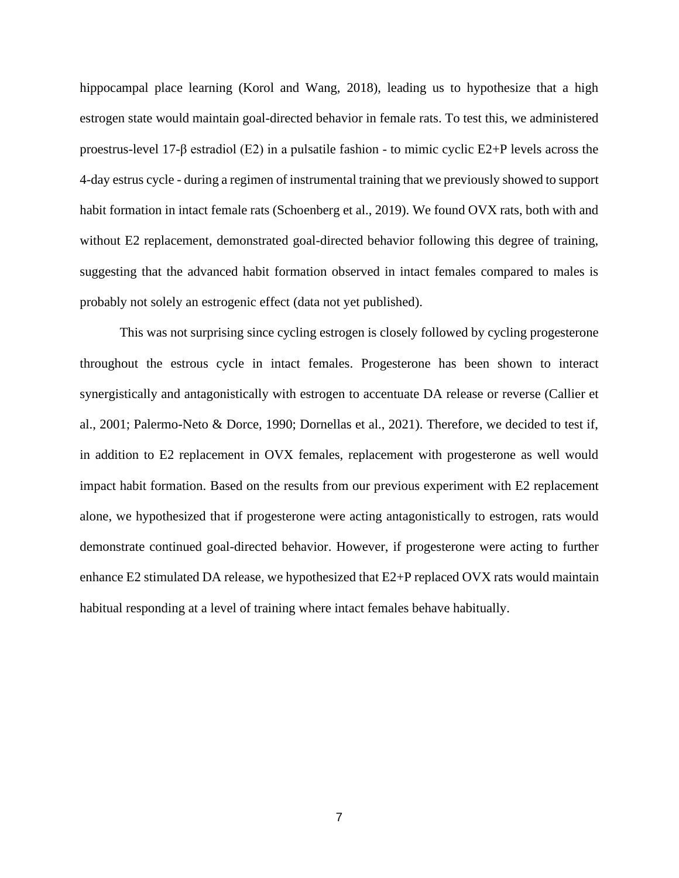hippocampal place learning (Korol and Wang, 2018), leading us to hypothesize that a high estrogen state would maintain goal-directed behavior in female rats. To test this, we administered proestrus-level 17-β estradiol (E2) in a pulsatile fashion - to mimic cyclic E2+P levels across the 4-day estrus cycle - during a regimen of instrumental training that we previously showed to support habit formation in intact female rats (Schoenberg et al., 2019). We found OVX rats, both with and without E2 replacement, demonstrated goal-directed behavior following this degree of training, suggesting that the advanced habit formation observed in intact females compared to males is probably not solely an estrogenic effect (data not yet published).

This was not surprising since cycling estrogen is closely followed by cycling progesterone throughout the estrous cycle in intact females. Progesterone has been shown to interact synergistically and antagonistically with estrogen to accentuate DA release or reverse (Callier et al., 2001; Palermo-Neto & Dorce, 1990; Dornellas et al., 2021). Therefore, we decided to test if, in addition to E2 replacement in OVX females, replacement with progesterone as well would impact habit formation. Based on the results from our previous experiment with E2 replacement alone, we hypothesized that if progesterone were acting antagonistically to estrogen, rats would demonstrate continued goal-directed behavior. However, if progesterone were acting to further enhance E2 stimulated DA release, we hypothesized that E2+P replaced OVX rats would maintain habitual responding at a level of training where intact females behave habitually.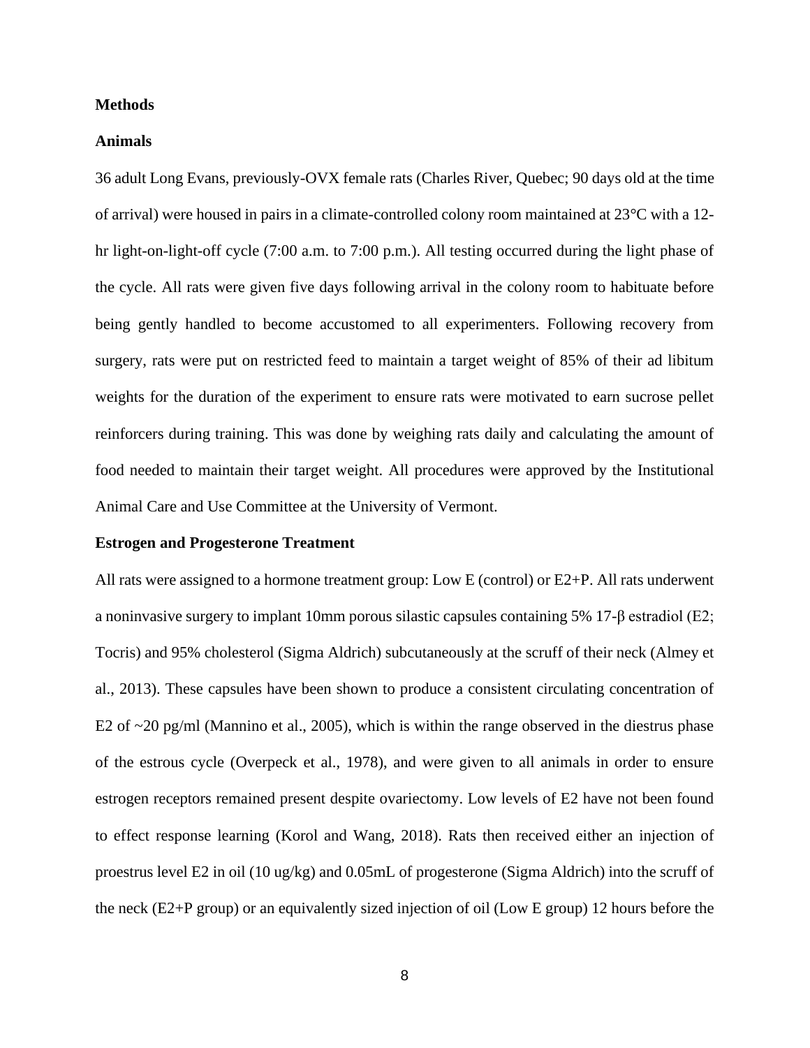## Methods

### Animals

36 adult Long Evans, previously-OVX female rats (Charles River, Quebec; 90 days old at the time of arrival) were housed in pairs in a climate-controlled colony room maintained at 23°C with a 12-hr light-on-light-off cycle (7:00 a.m. to 7:00 p.m.). All testing occurred during the light phase of the cycle. All rats were given five days following arrival in the colony room to habituate before being gently handled to become accustomed to all experimenters. Following recovery from surgery, rats were put on restricted feed to maintain a target weight of 85% of their ad libitum weights for the duration of the experiment to ensure rats were motivated to earn sucrose pellet reinforcers during training. This was done by weighing rats daily and calculating the amount of food needed to maintain their target weight. All procedures were approved by the Institutional Animal Care and Use Committee at the University of Vermont.

### Estrogen and Progesterone Treatment

All rats were assigned to a hormone treatment group: Low E (control) or E2+P. All rats underwent a noninvasive surgery to implant 10mm porous silastic capsules containing 5% 17-β estradiol (E2; Tocris) and 95% cholesterol (Sigma Aldrich) subcutaneously at the scruff of their neck (Almey et al., 2013). These capsules have been shown to produce a consistent circulating concentration of E2 of ~20 pg/ml (Mannino et al., 2005), which is within the range observed in the diestrus phase of the estrous cycle (Overpeck et al., 1978), and were given to all animals in order to ensure estrogen receptors remained present despite ovariectomy. Low levels of E2 have not been found to effect response learning (Korol and Wang, 2018). Rats then received either an injection of proestrus level E2 in oil (10 ug/kg) and 0.05mL of progesterone (Sigma Aldrich) into the scruff of the neck (E2+P group) or an equivalently sized injection of oil (Low E group) 12 hours before the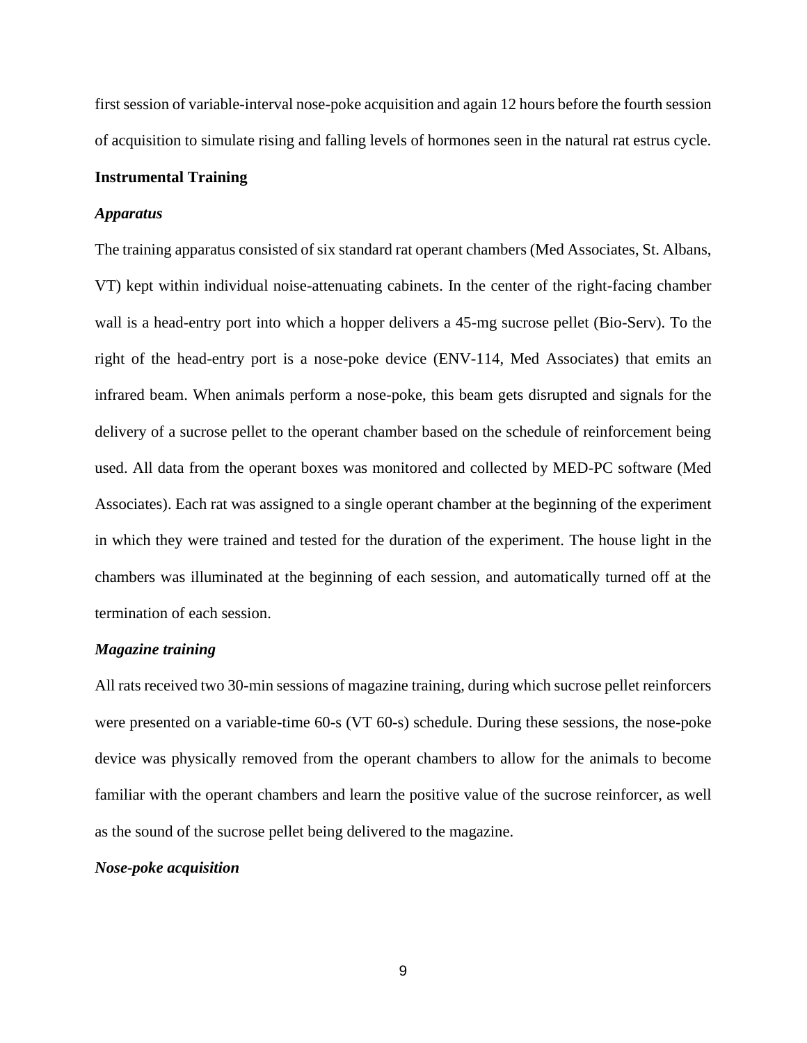first session of variable-interval nose-poke acquisition and again 12 hours before the fourth session of acquisition to simulate rising and falling levels of hormones seen in the natural rat estrus cycle.

## Instrumental Training

### *Apparatus*

The training apparatus consisted of six standard rat operant chambers (Med Associates, St. Albans, VT) kept within individual noise-attenuating cabinets. In the center of the right-facing chamber wall is a head-entry port into which a hopper delivers a 45-mg sucrose pellet (Bio-Serv). To the right of the head-entry port is a nose-poke device (ENV-114, Med Associates) that emits an infrared beam. When animals perform a nose-poke, this beam gets disrupted and signals for the delivery of a sucrose pellet to the operant chamber based on the schedule of reinforcement being used. All data from the operant boxes was monitored and collected by MED-PC software (Med Associates). Each rat was assigned to a single operant chamber at the beginning of the experiment in which they were trained and tested for the duration of the experiment. The house light in the chambers was illuminated at the beginning of each session, and automatically turned off at the termination of each session.

### *Magazine training*

All rats received two 30-min sessions of magazine training, during which sucrose pellet reinforcers were presented on a variable-time 60-s (VT 60-s) schedule. During these sessions, the nose-poke device was physically removed from the operant chambers to allow for the animals to become familiar with the operant chambers and learn the positive value of the sucrose reinforcer, as well as the sound of the sucrose pellet being delivered to the magazine.

### *Nose-poke acquisition*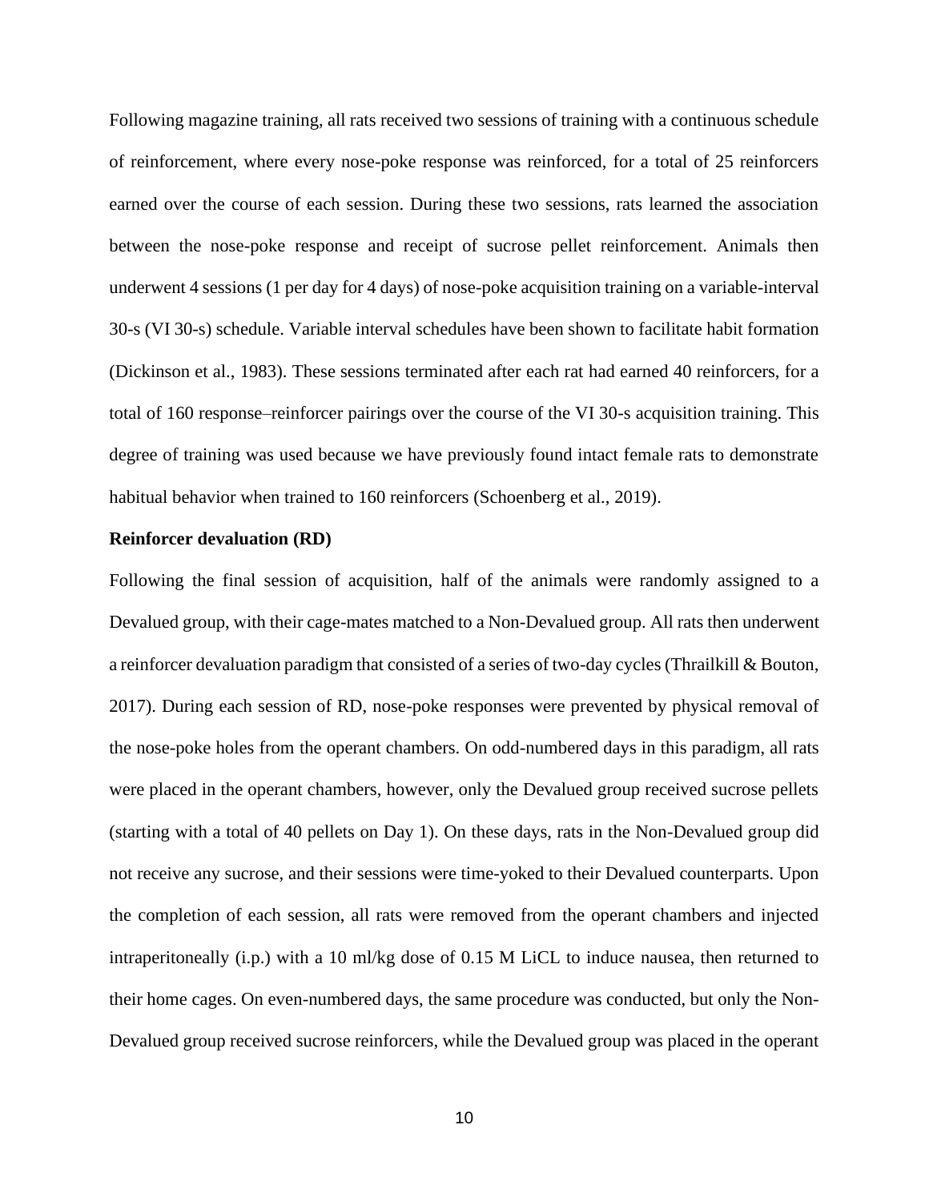Following magazine training, all rats received two sessions of training with a continuous schedule of reinforcement, where every nose-poke response was reinforced, for a total of 25 reinforcers earned over the course of each session. During these two sessions, rats learned the association between the nose-poke response and receipt of sucrose pellet reinforcement. Animals then underwent 4 sessions (1 per day for 4 days) of nose-poke acquisition training on a variable-interval 30-s (VI 30-s) schedule. Variable interval schedules have been shown to facilitate habit formation (Dickinson et al., 1983). These sessions terminated after each rat had earned 40 reinforcers, for a total of 160 response–reinforcer pairings over the course of the VI 30-s acquisition training. This degree of training was used because we have previously found intact female rats to demonstrate habitual behavior when trained to 160 reinforcers (Schoenberg et al., 2019).

**Reinforcer devaluation (RD)**

Following the final session of acquisition, half of the animals were randomly assigned to a Devalued group, with their cage-mates matched to a Non-Devalued group. All rats then underwent a reinforcer devaluation paradigm that consisted of a series of two-day cycles (Thrailkill & Bouton, 2017). During each session of RD, nose-poke responses were prevented by physical removal of the nose-poke holes from the operant chambers. On odd-numbered days in this paradigm, all rats were placed in the operant chambers, however, only the Devalued group received sucrose pellets (starting with a total of 40 pellets on Day 1). On these days, rats in the Non-Devalued group did not receive any sucrose, and their sessions were time-yoked to their Devalued counterparts. Upon the completion of each session, all rats were removed from the operant chambers and injected intraperitoneally (i.p.) with a 10 ml/kg dose of 0.15 M LiCL to induce nausea, then returned to their home cages. On even-numbered days, the same procedure was conducted, but only the Non-Devalued group received sucrose reinforcers, while the Devalued group was placed in the operant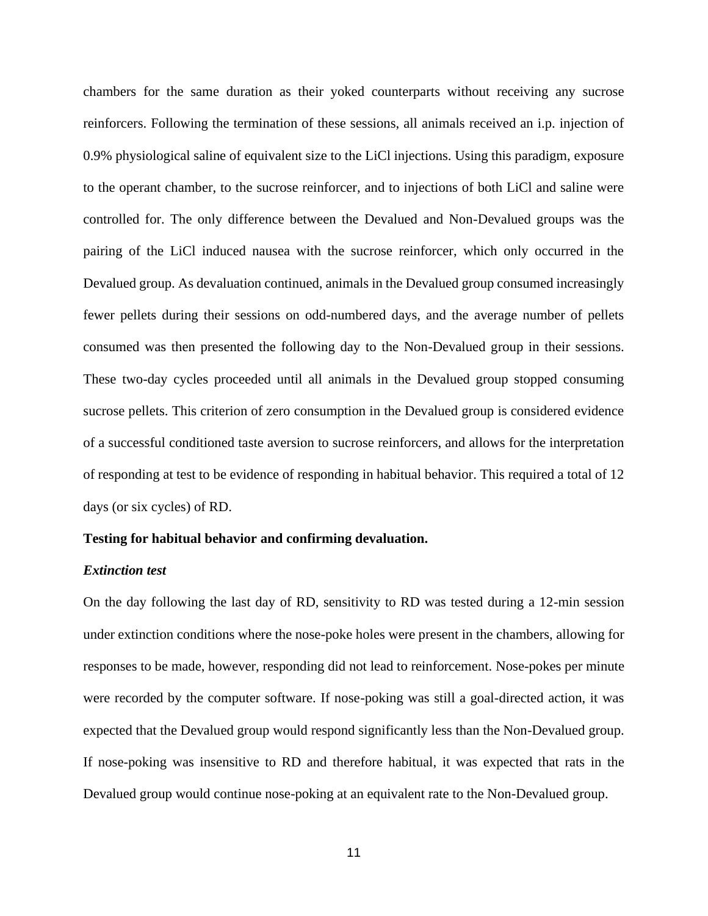chambers for the same duration as their yoked counterparts without receiving any sucrose reinforcers. Following the termination of these sessions, all animals received an i.p. injection of 0.9% physiological saline of equivalent size to the LiCl injections. Using this paradigm, exposure to the operant chamber, to the sucrose reinforcer, and to injections of both LiCl and saline were controlled for. The only difference between the Devalued and Non-Devalued groups was the pairing of the LiCl induced nausea with the sucrose reinforcer, which only occurred in the Devalued group. As devaluation continued, animals in the Devalued group consumed increasingly fewer pellets during their sessions on odd-numbered days, and the average number of pellets consumed was then presented the following day to the Non-Devalued group in their sessions. These two-day cycles proceeded until all animals in the Devalued group stopped consuming sucrose pellets. This criterion of zero consumption in the Devalued group is considered evidence of a successful conditioned taste aversion to sucrose reinforcers, and allows for the interpretation of responding at test to be evidence of responding in habitual behavior. This required a total of 12 days (or six cycles) of RD.

**Testing for habitual behavior and confirming devaluation.**

***Extinction test***

On the day following the last day of RD, sensitivity to RD was tested during a 12-min session under extinction conditions where the nose-poke holes were present in the chambers, allowing for responses to be made, however, responding did not lead to reinforcement. Nose-pokes per minute were recorded by the computer software. If nose-poking was still a goal-directed action, it was expected that the Devalued group would respond significantly less than the Non-Devalued group. If nose-poking was insensitive to RD and therefore habitual, it was expected that rats in the Devalued group would continue nose-poking at an equivalent rate to the Non-Devalued group.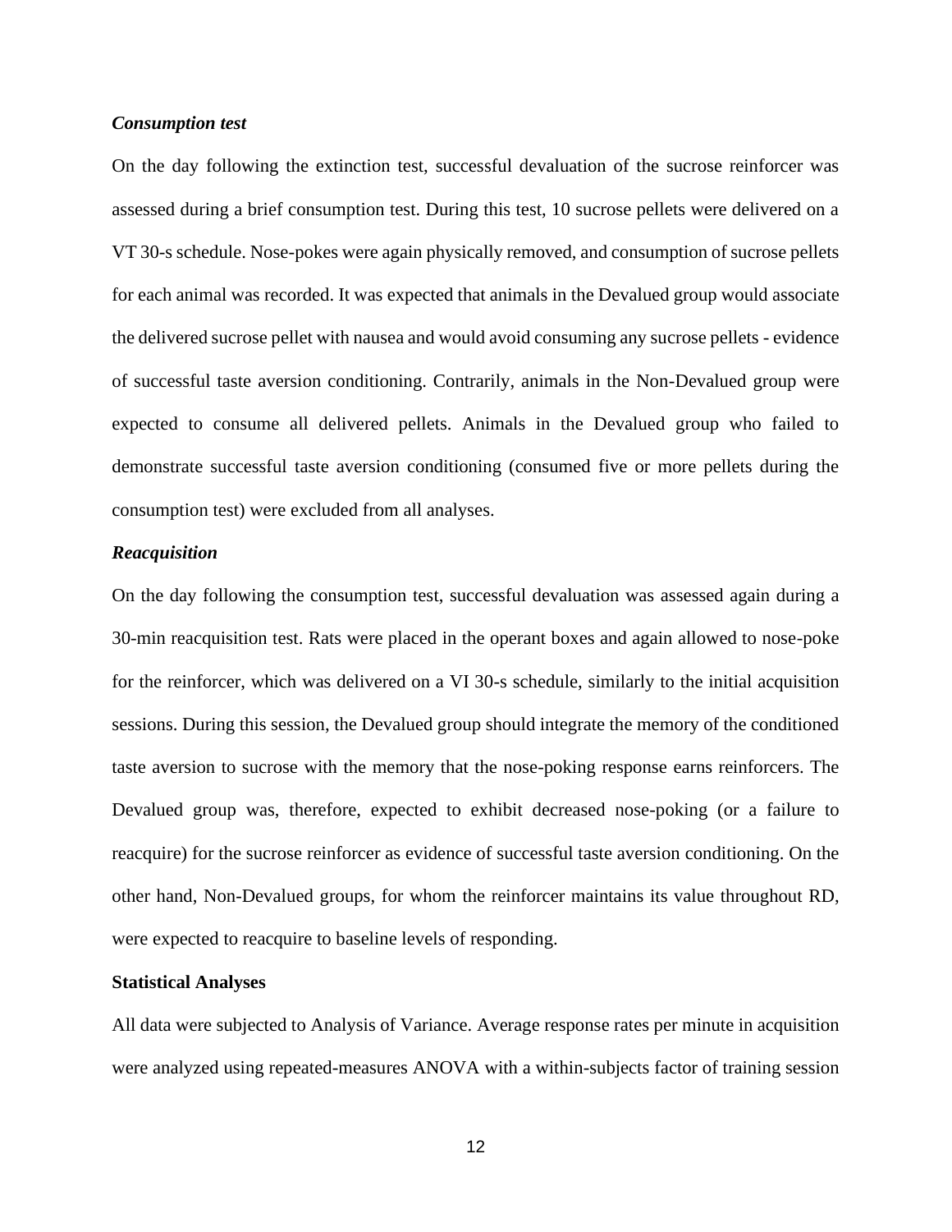***Consumption test***

On the day following the extinction test, successful devaluation of the sucrose reinforcer was assessed during a brief consumption test. During this test, 10 sucrose pellets were delivered on a VT 30-s schedule. Nose-pokes were again physically removed, and consumption of sucrose pellets for each animal was recorded. It was expected that animals in the Devalued group would associate the delivered sucrose pellet with nausea and would avoid consuming any sucrose pellets - evidence of successful taste aversion conditioning. Contrarily, animals in the Non-Devalued group were expected to consume all delivered pellets. Animals in the Devalued group who failed to demonstrate successful taste aversion conditioning (consumed five or more pellets during the consumption test) were excluded from all analyses.

***Reacquisition***

On the day following the consumption test, successful devaluation was assessed again during a 30-min reacquisition test. Rats were placed in the operant boxes and again allowed to nose-poke for the reinforcer, which was delivered on a VI 30-s schedule, similarly to the initial acquisition sessions. During this session, the Devalued group should integrate the memory of the conditioned taste aversion to sucrose with the memory that the nose-poking response earns reinforcers. The Devalued group was, therefore, expected to exhibit decreased nose-poking (or a failure to reacquire) for the sucrose reinforcer as evidence of successful taste aversion conditioning. On the other hand, Non-Devalued groups, for whom the reinforcer maintains its value throughout RD, were expected to reacquire to baseline levels of responding.

**Statistical Analyses**

All data were subjected to Analysis of Variance. Average response rates per minute in acquisition were analyzed using repeated-measures ANOVA with a within-subjects factor of training session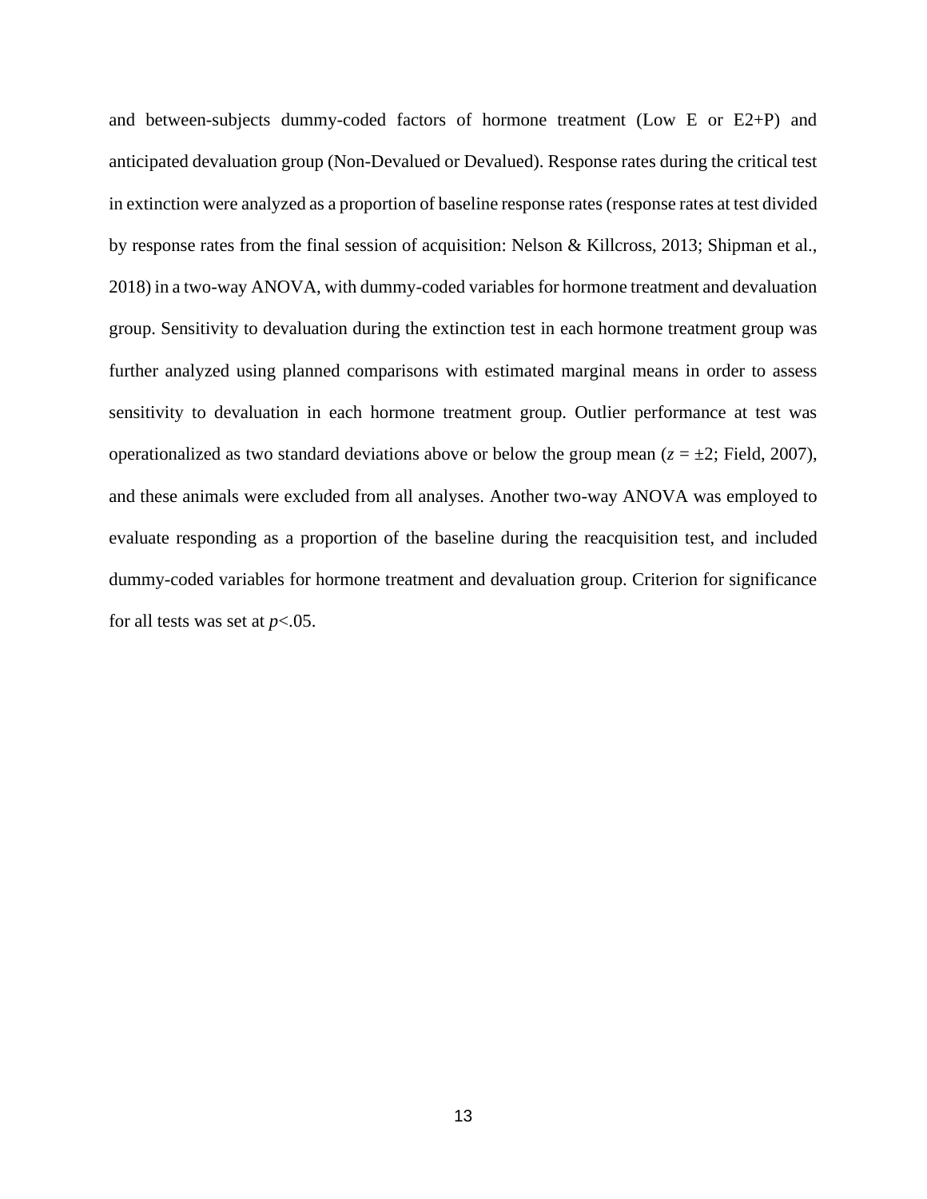and between-subjects dummy-coded factors of hormone treatment (Low E or E2+P) and anticipated devaluation group (Non-Devalued or Devalued). Response rates during the critical test in extinction were analyzed as a proportion of baseline response rates (response rates at test divided by response rates from the final session of acquisition: Nelson & Killcross, 2013; Shipman et al., 2018) in a two-way ANOVA, with dummy-coded variables for hormone treatment and devaluation group. Sensitivity to devaluation during the extinction test in each hormone treatment group was further analyzed using planned comparisons with estimated marginal means in order to assess sensitivity to devaluation in each hormone treatment group. Outlier performance at test was operationalized as two standard deviations above or below the group mean ($z = \pm 2$; Field, 2007), and these animals were excluded from all analyses. Another two-way ANOVA was employed to evaluate responding as a proportion of the baseline during the reacquisition test, and included dummy-coded variables for hormone treatment and devaluation group. Criterion for significance for all tests was set at $p<.05$.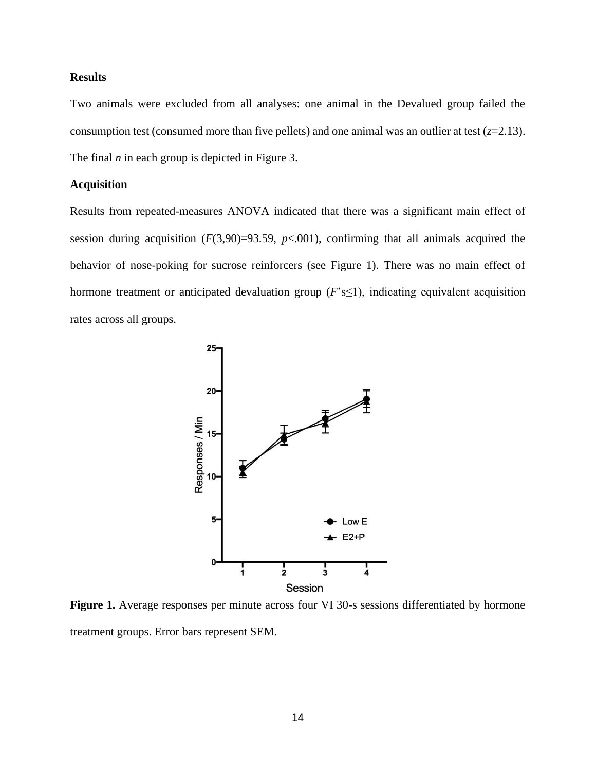**Results**

Two animals were excluded from all analyses: one animal in the Devalued group failed the consumption test (consumed more than five pellets) and one animal was an outlier at test ($z$=2.13). The final $n$ in each group is depicted in Figure 3.

**Acquisition**

Results from repeated-measures ANOVA indicated that there was a significant main effect of session during acquisition ($F(3,90)=93.59$, $p<.001$), confirming that all animals acquired the behavior of nose-poking for sucrose reinforcers (see Figure 1). There was no main effect of hormone treatment or anticipated devaluation group ($F$'s$\leq$1), indicating equivalent acquisition rates across all groups.

**Figure 1.** Average responses per minute across four VI 30-s sessions differentiated by hormone treatment groups. Error bars represent SEM.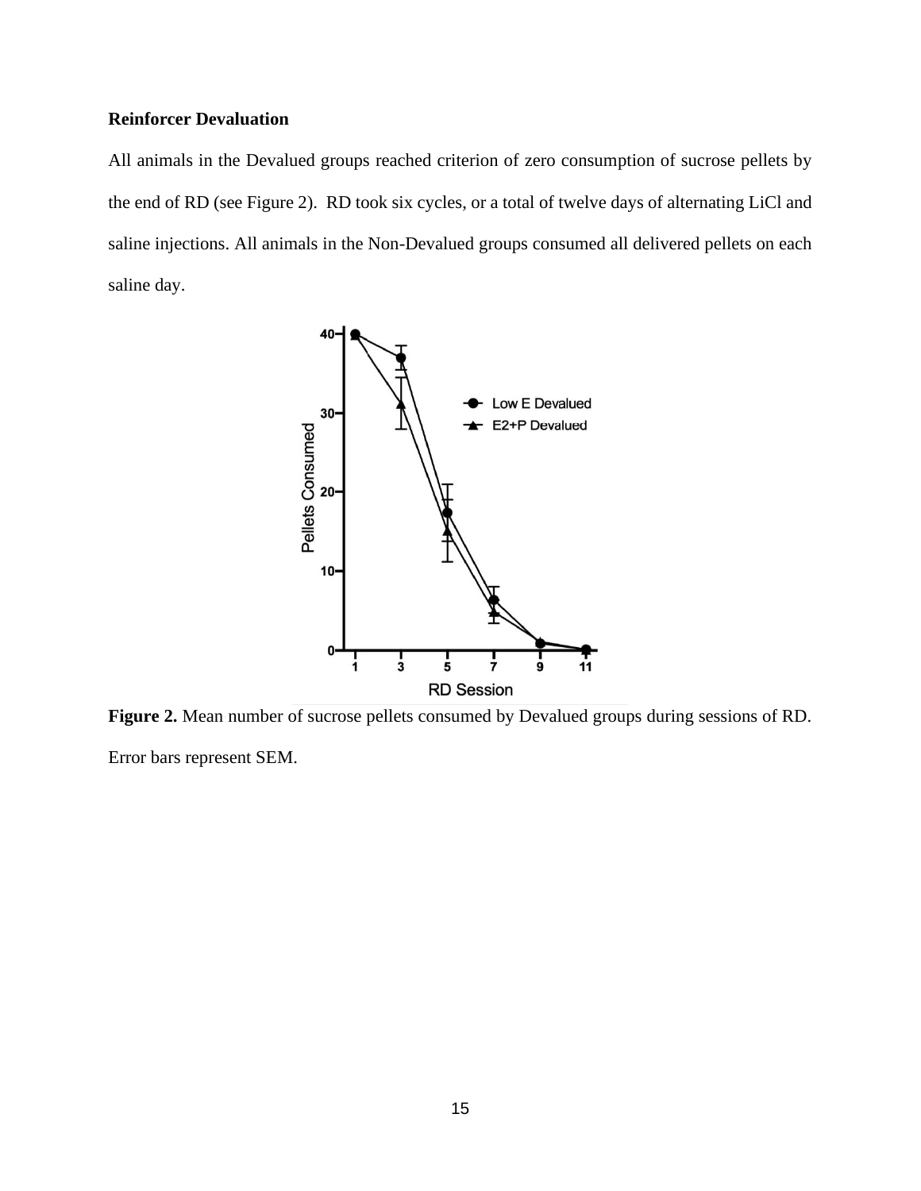**Reinforcer Devaluation**

All animals in the Devalued groups reached criterion of zero consumption of sucrose pellets by the end of RD (see Figure 2). RD took six cycles, or a total of twelve days of alternating LiCl and saline injections. All animals in the Non-Devalued groups consumed all delivered pellets on each saline day.

**Figure 2.** Mean number of sucrose pellets consumed by Devalued groups during sessions of RD. Error bars represent SEM.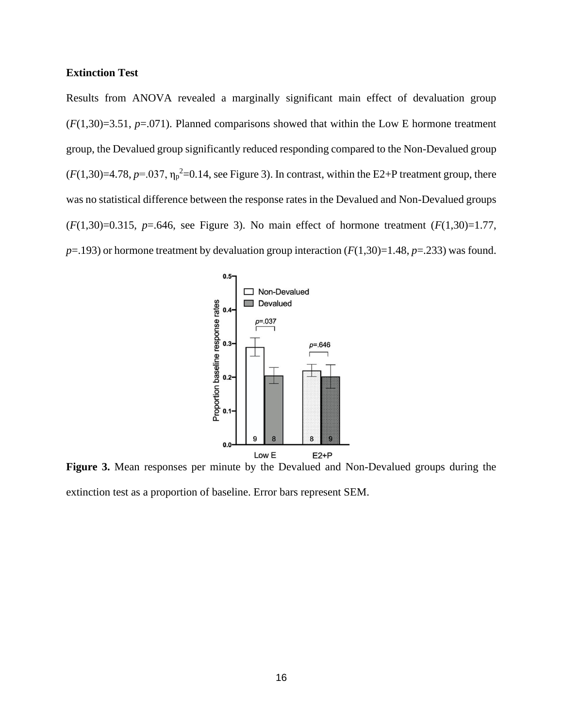**Extinction Test**

Results from ANOVA revealed a marginally significant main effect of devaluation group ($F(1,30)=3.51$, $p=.071$). Planned comparisons showed that within the Low E hormone treatment group, the Devalued group significantly reduced responding compared to the Non-Devalued group ($F(1,30)=4.78$, $p=.037$, $\eta_p^2=0.14$, see Figure 3). In contrast, within the E2+P treatment group, there was no statistical difference between the response rates in the Devalued and Non-Devalued groups ($F(1,30)=0.315$, $p=.646$, see Figure 3). No main effect of hormone treatment ($F(1,30)=1.77$, $p=.193$) or hormone treatment by devaluation group interaction ($F(1,30)=1.48$, $p=.233$) was found.

**Figure 3.** Mean responses per minute by the Devalued and Non-Devalued groups during the extinction test as a proportion of baseline. Error bars represent SEM.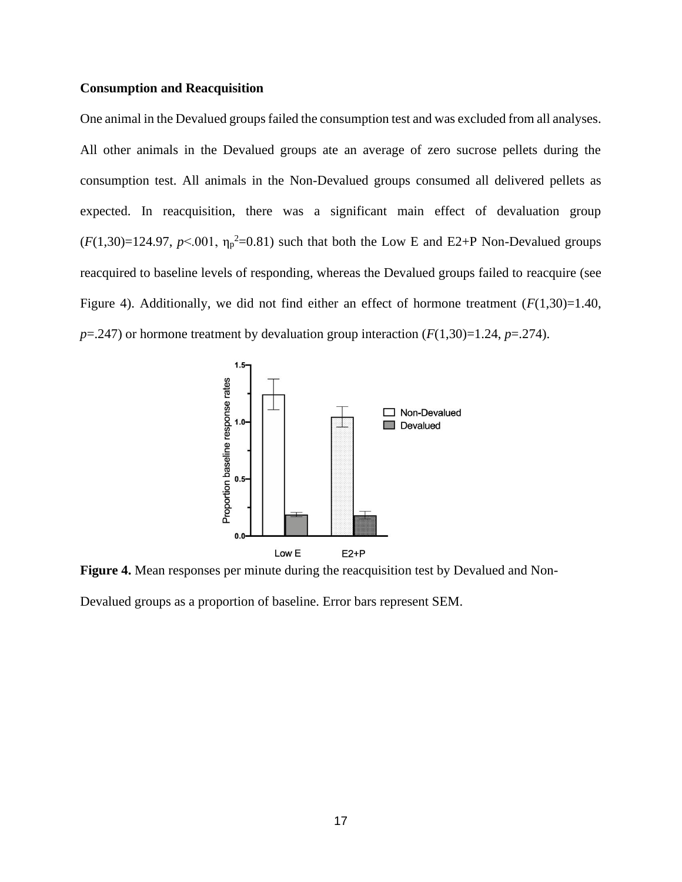**Consumption and Reacquisition**

One animal in the Devalued groups failed the consumption test and was excluded from all analyses. All other animals in the Devalued groups ate an average of zero sucrose pellets during the consumption test. All animals in the Non-Devalued groups consumed all delivered pellets as expected. In reacquisition, there was a significant main effect of devaluation group ($F(1,30)=124.97$, $p<.001$, $\eta_p^2=0.81$) such that both the Low E and E2+P Non-Devalued groups reacquired to baseline levels of responding, whereas the Devalued groups failed to reacquire (see Figure 4). Additionally, we did not find either an effect of hormone treatment ($F(1,30)=1.40$, $p=.247$) or hormone treatment by devaluation group interaction ($F(1,30)=1.24$, $p=.274$).

**Figure 4.** Mean responses per minute during the reacquisition test by Devalued and Non-Devalued groups as a proportion of baseline. Error bars represent SEM.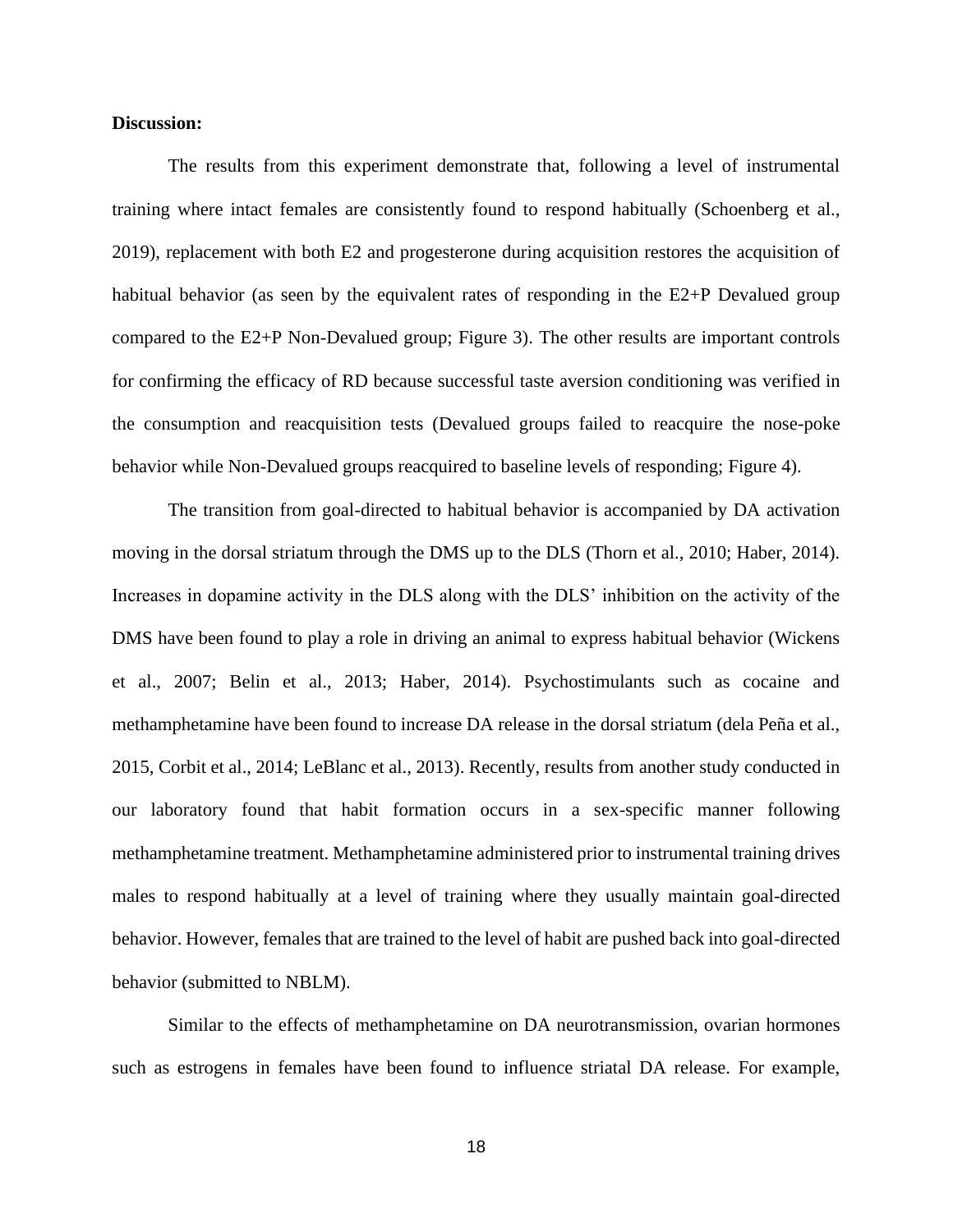**Discussion:**

The results from this experiment demonstrate that, following a level of instrumental training where intact females are consistently found to respond habitually (Schoenberg et al., 2019), replacement with both E2 and progesterone during acquisition restores the acquisition of habitual behavior (as seen by the equivalent rates of responding in the E2+P Devalued group compared to the E2+P Non-Devalued group; Figure 3). The other results are important controls for confirming the efficacy of RD because successful taste aversion conditioning was verified in the consumption and reacquisition tests (Devalued groups failed to reacquire the nose-poke behavior while Non-Devalued groups reacquired to baseline levels of responding; Figure 4).

The transition from goal-directed to habitual behavior is accompanied by DA activation moving in the dorsal striatum through the DMS up to the DLS (Thorn et al., 2010; Haber, 2014). Increases in dopamine activity in the DLS along with the DLS' inhibition on the activity of the DMS have been found to play a role in driving an animal to express habitual behavior (Wickens et al., 2007; Belin et al., 2013; Haber, 2014). Psychostimulants such as cocaine and methamphetamine have been found to increase DA release in the dorsal striatum (dela Peña et al., 2015, Corbit et al., 2014; LeBlanc et al., 2013). Recently, results from another study conducted in our laboratory found that habit formation occurs in a sex-specific manner following methamphetamine treatment. Methamphetamine administered prior to instrumental training drives males to respond habitually at a level of training where they usually maintain goal-directed behavior. However, females that are trained to the level of habit are pushed back into goal-directed behavior (submitted to NBLM).

Similar to the effects of methamphetamine on DA neurotransmission, ovarian hormones such as estrogens in females have been found to influence striatal DA release. For example,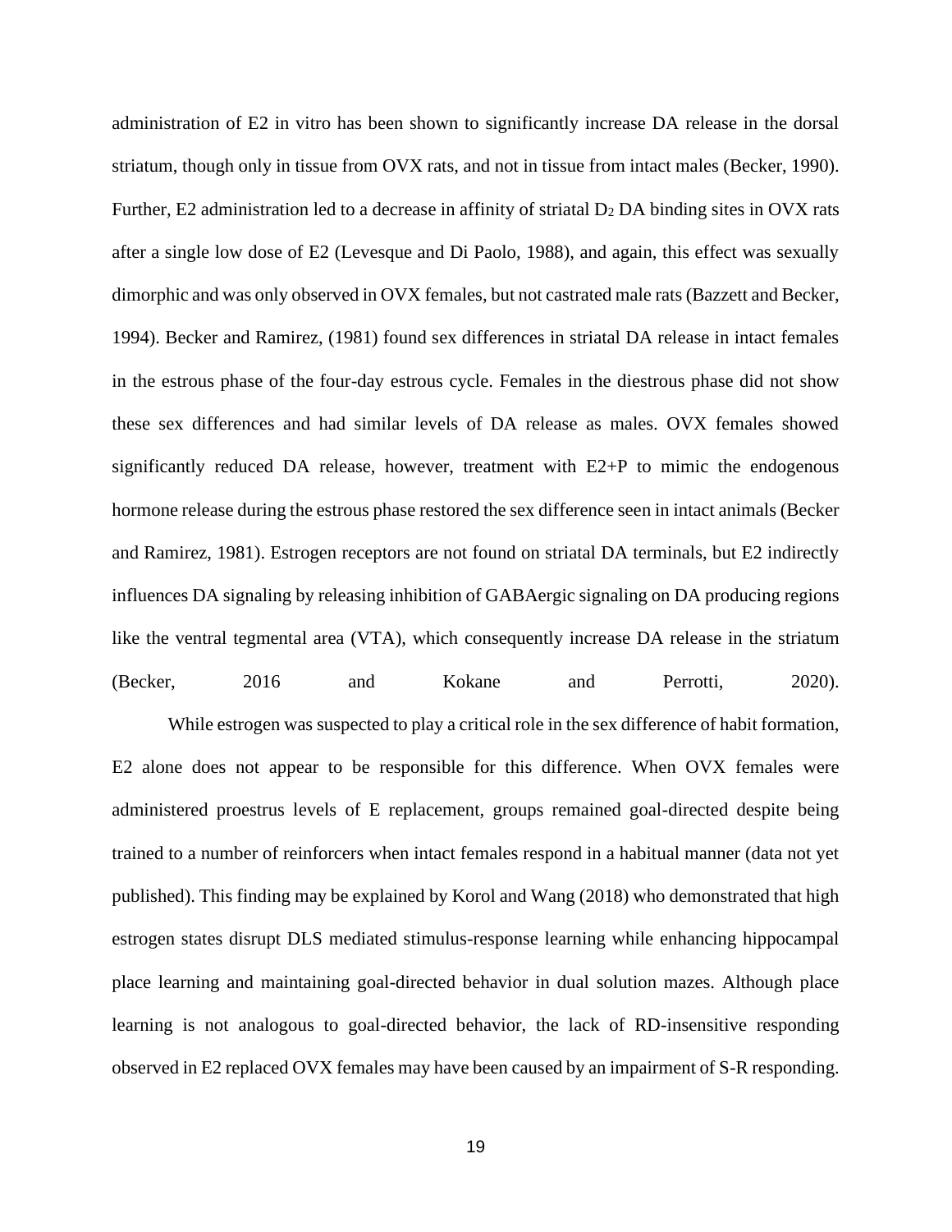administration of E2 in vitro has been shown to significantly increase DA release in the dorsal striatum, though only in tissue from OVX rats, and not in tissue from intact males (Becker, 1990). Further, E2 administration led to a decrease in affinity of striatal $D_2$ DA binding sites in OVX rats after a single low dose of E2 (Levesque and Di Paolo, 1988), and again, this effect was sexually dimorphic and was only observed in OVX females, but not castrated male rats (Bazzett and Becker, 1994). Becker and Ramirez, (1981) found sex differences in striatal DA release in intact females in the estrous phase of the four-day estrous cycle. Females in the diestrous phase did not show these sex differences and had similar levels of DA release as males. OVX females showed significantly reduced DA release, however, treatment with E2+P to mimic the endogenous hormone release during the estrous phase restored the sex difference seen in intact animals (Becker and Ramirez, 1981). Estrogen receptors are not found on striatal DA terminals, but E2 indirectly influences DA signaling by releasing inhibition of GABAergic signaling on DA producing regions like the ventral tegmental area (VTA), which consequently increase DA release in the striatum (Becker, 2016 and Kokane and Perrotti, 2020).

While estrogen was suspected to play a critical role in the sex difference of habit formation, E2 alone does not appear to be responsible for this difference. When OVX females were administered proestrus levels of E replacement, groups remained goal-directed despite being trained to a number of reinforcers when intact females respond in a habitual manner (data not yet published). This finding may be explained by Korol and Wang (2018) who demonstrated that high estrogen states disrupt DLS mediated stimulus-response learning while enhancing hippocampal place learning and maintaining goal-directed behavior in dual solution mazes. Although place learning is not analogous to goal-directed behavior, the lack of RD-insensitive responding observed in E2 replaced OVX females may have been caused by an impairment of S-R responding.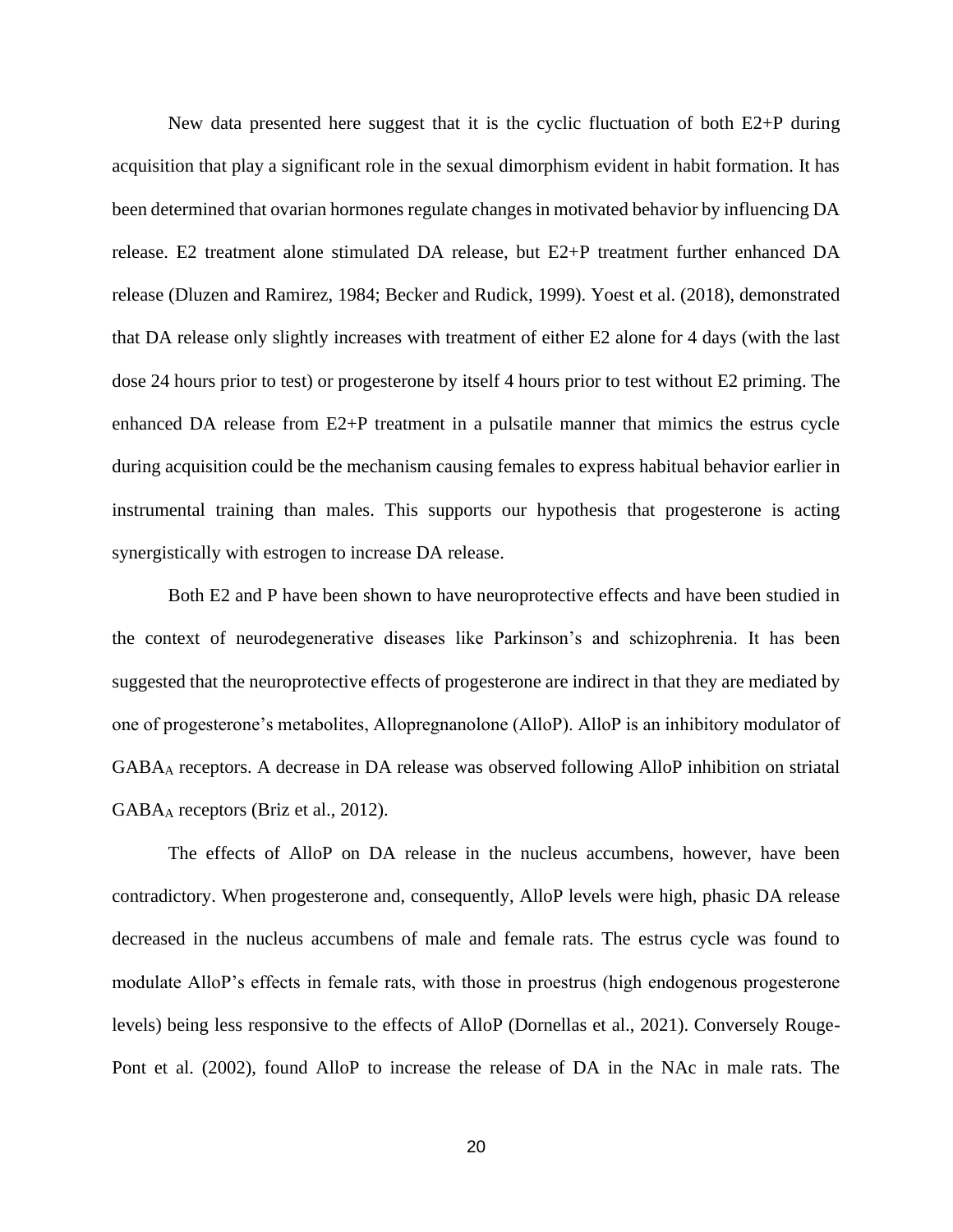New data presented here suggest that it is the cyclic fluctuation of both E2+P during acquisition that play a significant role in the sexual dimorphism evident in habit formation. It has been determined that ovarian hormones regulate changes in motivated behavior by influencing DA release. E2 treatment alone stimulated DA release, but E2+P treatment further enhanced DA release (Dluzen and Ramirez, 1984; Becker and Rudick, 1999). Yoest et al. (2018), demonstrated that DA release only slightly increases with treatment of either E2 alone for 4 days (with the last dose 24 hours prior to test) or progesterone by itself 4 hours prior to test without E2 priming. The enhanced DA release from E2+P treatment in a pulsatile manner that mimics the estrus cycle during acquisition could be the mechanism causing females to express habitual behavior earlier in instrumental training than males. This supports our hypothesis that progesterone is acting synergistically with estrogen to increase DA release.

Both E2 and P have been shown to have neuroprotective effects and have been studied in the context of neurodegenerative diseases like Parkinson's and schizophrenia. It has been suggested that the neuroprotective effects of progesterone are indirect in that they are mediated by one of progesterone's metabolites, Allopregnanolone (AlloP). AlloP is an inhibitory modulator of $GABA_A$ receptors. A decrease in DA release was observed following AlloP inhibition on striatal $GABA_A$ receptors (Briz et al., 2012).

The effects of AlloP on DA release in the nucleus accumbens, however, have been contradictory. When progesterone and, consequently, AlloP levels were high, phasic DA release decreased in the nucleus accumbens of male and female rats. The estrus cycle was found to modulate AlloP's effects in female rats, with those in proestrus (high endogenous progesterone levels) being less responsive to the effects of AlloP (Dornellas et al., 2021). Conversely Rouge-Pont et al. (2002), found AlloP to increase the release of DA in the NAc in male rats. The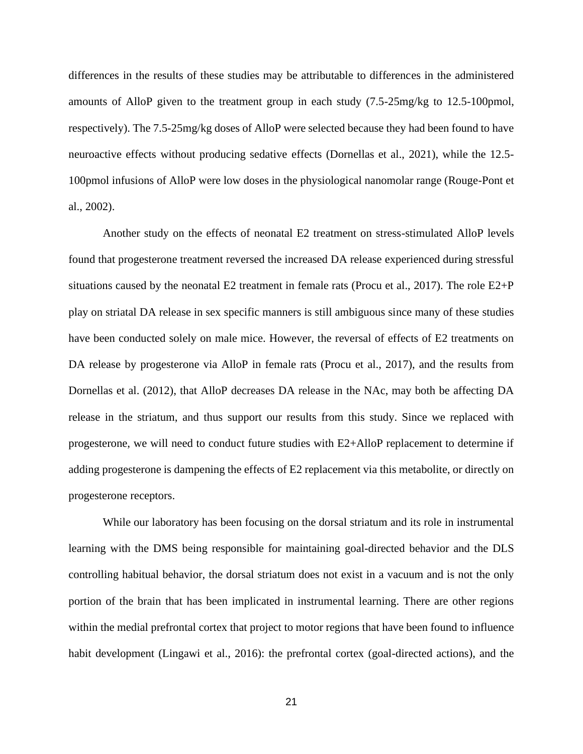differences in the results of these studies may be attributable to differences in the administered amounts of AlloP given to the treatment group in each study (7.5-25mg/kg to 12.5-100pmol, respectively). The 7.5-25mg/kg doses of AlloP were selected because they had been found to have neuroactive effects without producing sedative effects (Dornellas et al., 2021), while the 12.5-100pmol infusions of AlloP were low doses in the physiological nanomolar range (Rouge-Pont et al., 2002).

Another study on the effects of neonatal E2 treatment on stress-stimulated AlloP levels found that progesterone treatment reversed the increased DA release experienced during stressful situations caused by the neonatal E2 treatment in female rats (Procu et al., 2017). The role E2+P play on striatal DA release in sex specific manners is still ambiguous since many of these studies have been conducted solely on male mice. However, the reversal of effects of E2 treatments on DA release by progesterone via AlloP in female rats (Procu et al., 2017), and the results from Dornellas et al. (2012), that AlloP decreases DA release in the NAc, may both be affecting DA release in the striatum, and thus support our results from this study. Since we replaced with progesterone, we will need to conduct future studies with E2+AlloP replacement to determine if adding progesterone is dampening the effects of E2 replacement via this metabolite, or directly on progesterone receptors.

While our laboratory has been focusing on the dorsal striatum and its role in instrumental learning with the DMS being responsible for maintaining goal-directed behavior and the DLS controlling habitual behavior, the dorsal striatum does not exist in a vacuum and is not the only portion of the brain that has been implicated in instrumental learning. There are other regions within the medial prefrontal cortex that project to motor regions that have been found to influence habit development (Lingawi et al., 2016): the prefrontal cortex (goal-directed actions), and the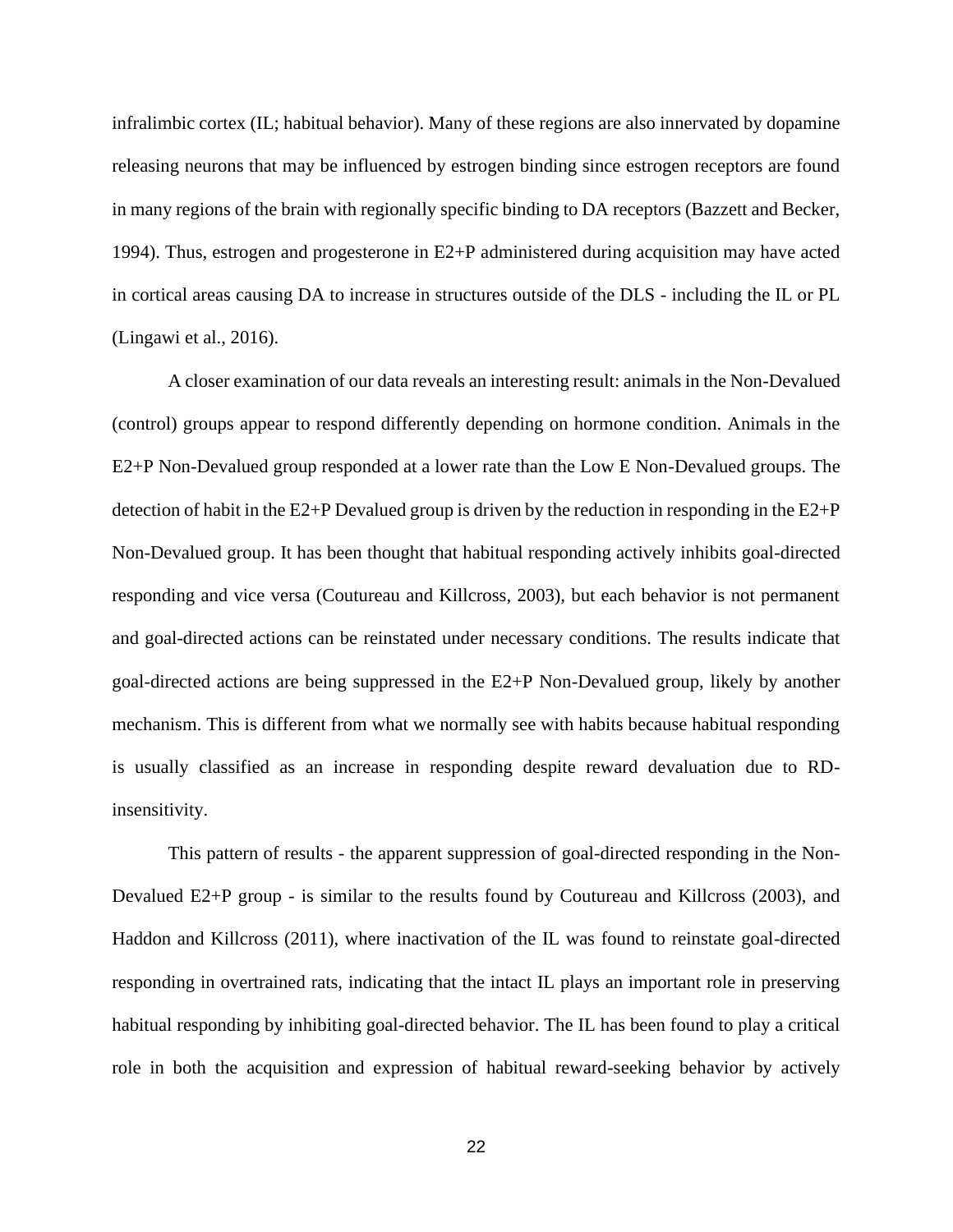infralimbic cortex (IL; habitual behavior). Many of these regions are also innervated by dopamine releasing neurons that may be influenced by estrogen binding since estrogen receptors are found in many regions of the brain with regionally specific binding to DA receptors (Bazzett and Becker, 1994). Thus, estrogen and progesterone in E2+P administered during acquisition may have acted in cortical areas causing DA to increase in structures outside of the DLS - including the IL or PL (Lingawi et al., 2016).

A closer examination of our data reveals an interesting result: animals in the Non-Devalued (control) groups appear to respond differently depending on hormone condition. Animals in the E2+P Non-Devalued group responded at a lower rate than the Low E Non-Devalued groups. The detection of habit in the E2+P Devalued group is driven by the reduction in responding in the E2+P Non-Devalued group. It has been thought that habitual responding actively inhibits goal-directed responding and vice versa (Coutureau and Killcross, 2003), but each behavior is not permanent and goal-directed actions can be reinstated under necessary conditions. The results indicate that goal-directed actions are being suppressed in the E2+P Non-Devalued group, likely by another mechanism. This is different from what we normally see with habits because habitual responding is usually classified as an increase in responding despite reward devaluation due to RD-insensitivity.

This pattern of results - the apparent suppression of goal-directed responding in the Non-Devalued E2+P group - is similar to the results found by Coutureau and Killcross (2003), and Haddon and Killcross (2011), where inactivation of the IL was found to reinstate goal-directed responding in overtrained rats, indicating that the intact IL plays an important role in preserving habitual responding by inhibiting goal-directed behavior. The IL has been found to play a critical role in both the acquisition and expression of habitual reward-seeking behavior by actively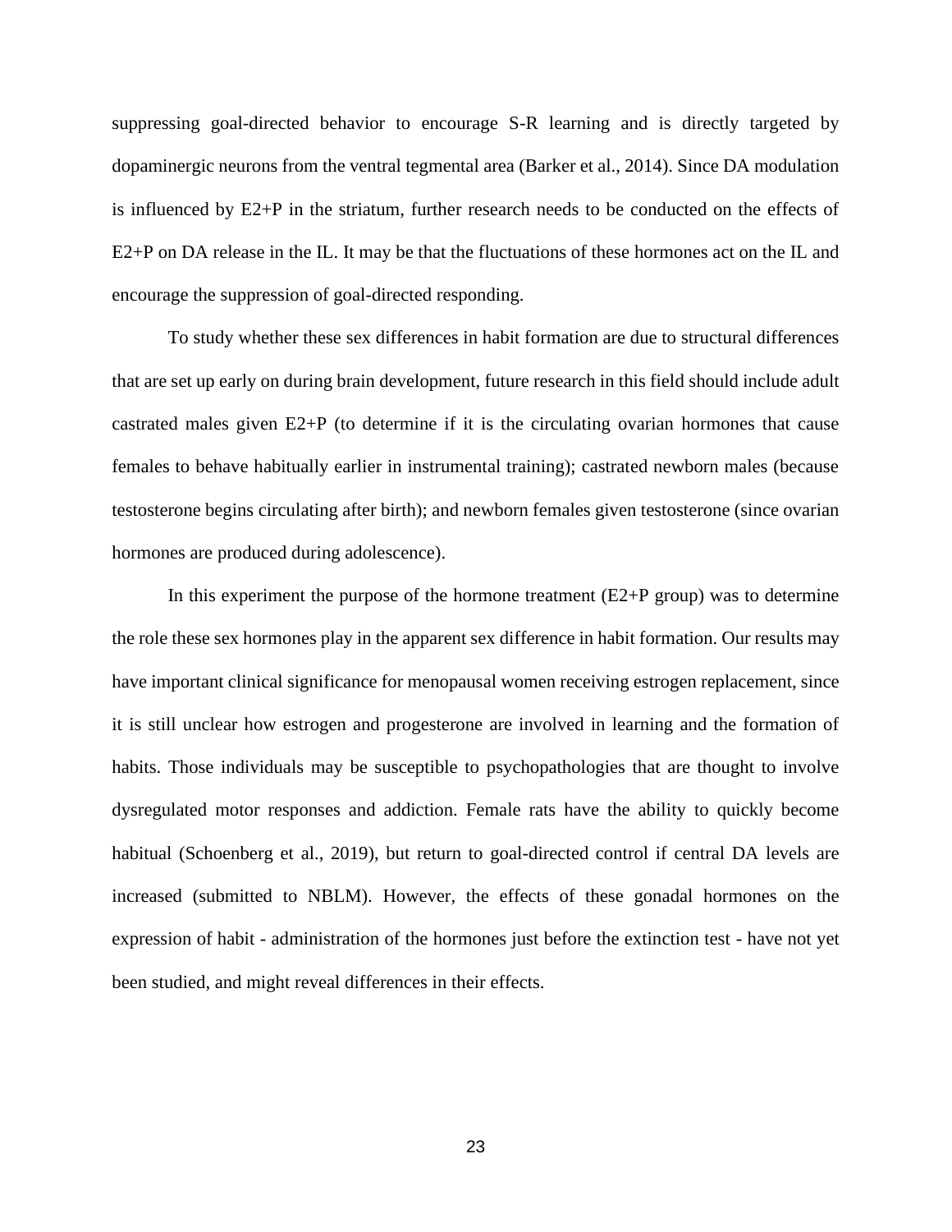suppressing goal-directed behavior to encourage S-R learning and is directly targeted by dopaminergic neurons from the ventral tegmental area (Barker et al., 2014). Since DA modulation is influenced by E2+P in the striatum, further research needs to be conducted on the effects of E2+P on DA release in the IL. It may be that the fluctuations of these hormones act on the IL and encourage the suppression of goal-directed responding.

To study whether these sex differences in habit formation are due to structural differences that are set up early on during brain development, future research in this field should include adult castrated males given E2+P (to determine if it is the circulating ovarian hormones that cause females to behave habitually earlier in instrumental training); castrated newborn males (because testosterone begins circulating after birth); and newborn females given testosterone (since ovarian hormones are produced during adolescence).

In this experiment the purpose of the hormone treatment (E2+P group) was to determine the role these sex hormones play in the apparent sex difference in habit formation. Our results may have important clinical significance for menopausal women receiving estrogen replacement, since it is still unclear how estrogen and progesterone are involved in learning and the formation of habits. Those individuals may be susceptible to psychopathologies that are thought to involve dysregulated motor responses and addiction. Female rats have the ability to quickly become habitual (Schoenberg et al., 2019), but return to goal-directed control if central DA levels are increased (submitted to NBLM). However, the effects of these gonadal hormones on the expression of habit - administration of the hormones just before the extinction test - have not yet been studied, and might reveal differences in their effects.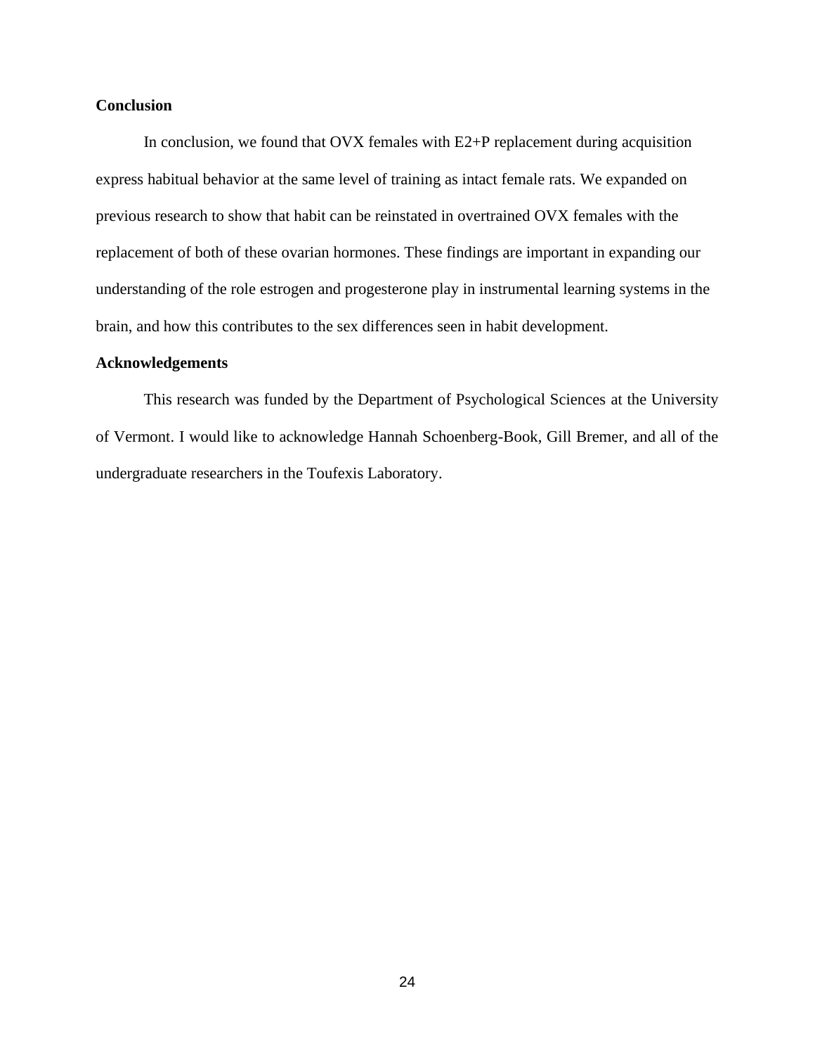## Conclusion

In conclusion, we found that OVX females with E2+P replacement during acquisition express habitual behavior at the same level of training as intact female rats. We expanded on previous research to show that habit can be reinstated in overtrained OVX females with the replacement of both of these ovarian hormones. These findings are important in expanding our understanding of the role estrogen and progesterone play in instrumental learning systems in the brain, and how this contributes to the sex differences seen in habit development.

## Acknowledgements

This research was funded by the Department of Psychological Sciences at the University of Vermont. I would like to acknowledge Hannah Schoenberg-Book, Gill Bremer, and all of the undergraduate researchers in the Toufexis Laboratory.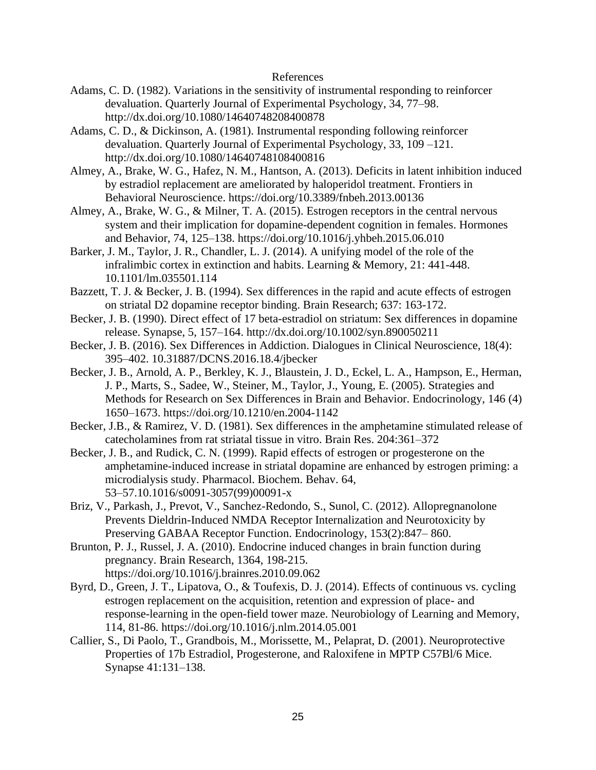# References

Adams, C. D. (1982). Variations in the sensitivity of instrumental responding to reinforcer devaluation. Quarterly Journal of Experimental Psychology, 34, 77–98. http://dx.doi.org/10.1080/14640748208400878

Adams, C. D., & Dickinson, A. (1981). Instrumental responding following reinforcer devaluation. Quarterly Journal of Experimental Psychology, 33, 109 –121. http://dx.doi.org/10.1080/14640748108400816

Almey, A., Brake, W. G., Hafez, N. M., Hantson, A. (2013). Deficits in latent inhibition induced by estradiol replacement are ameliorated by haloperidol treatment. Frontiers in Behavioral Neuroscience. https://doi.org/10.3389/fnbeh.2013.00136

Almey, A., Brake, W. G., & Milner, T. A. (2015). Estrogen receptors in the central nervous system and their implication for dopamine-dependent cognition in females. Hormones and Behavior, 74, 125–138. https://doi.org/10.1016/j.yhbeh.2015.06.010

Barker, J. M., Taylor, J. R., Chandler, L. J. (2014). A unifying model of the role of the infralimbic cortex in extinction and habits. Learning & Memory, 21: 441-448. 10.1101/lm.035501.114

Bazzett, T. J. & Becker, J. B. (1994). Sex differences in the rapid and acute effects of estrogen on striatal D2 dopamine receptor binding. Brain Research; 637: 163-172.

Becker, J. B. (1990). Direct effect of 17 beta-estradiol on striatum: Sex differences in dopamine release. Synapse, 5, 157–164. http://dx.doi.org/10.1002/syn.890050211

Becker, J. B. (2016). Sex Differences in Addiction. Dialogues in Clinical Neuroscience, 18(4): 395–402. 10.31887/DCNS.2016.18.4/jbecker

Becker, J. B., Arnold, A. P., Berkley, K. J., Blaustein, J. D., Eckel, L. A., Hampson, E., Herman, J. P., Marts, S., Sadee, W., Steiner, M., Taylor, J., Young, E. (2005). Strategies and Methods for Research on Sex Differences in Brain and Behavior. Endocrinology, 146 (4) 1650–1673. https://doi.org/10.1210/en.2004-1142

Becker, J.B., & Ramirez, V. D. (1981). Sex differences in the amphetamine stimulated release of catecholamines from rat striatal tissue in vitro. Brain Res. 204:361–372

Becker, J. B., and Rudick, C. N. (1999). Rapid effects of estrogen or progesterone on the amphetamine-induced increase in striatal dopamine are enhanced by estrogen priming: a microdialysis study. Pharmacol. Biochem. Behav. 64, 53–57.10.1016/s0091-3057(99)00091-x

Briz, V., Parkash, J., Prevot, V., Sanchez-Redondo, S., Sunol, C. (2012). Allopregnanolone Prevents Dieldrin-Induced NMDA Receptor Internalization and Neurotoxicity by Preserving GABAA Receptor Function. Endocrinology, 153(2):847– 860.

Brunton, P. J., Russel, J. A. (2010). Endocrine induced changes in brain function during pregnancy. Brain Research, 1364, 198-215. https://doi.org/10.1016/j.brainres.2010.09.062

Byrd, D., Green, J. T., Lipatova, O., & Toufexis, D. J. (2014). Effects of continuous vs. cycling estrogen replacement on the acquisition, retention and expression of place- and response-learning in the open-field tower maze. Neurobiology of Learning and Memory, 114, 81-86. https://doi.org/10.1016/j.nlm.2014.05.001

Callier, S., Di Paolo, T., Grandbois, M., Morissette, M., Pelaprat, D. (2001). Neuroprotective Properties of 17b Estradiol, Progesterone, and Raloxifene in MPTP C57Bl/6 Mice. Synapse 41:131–138.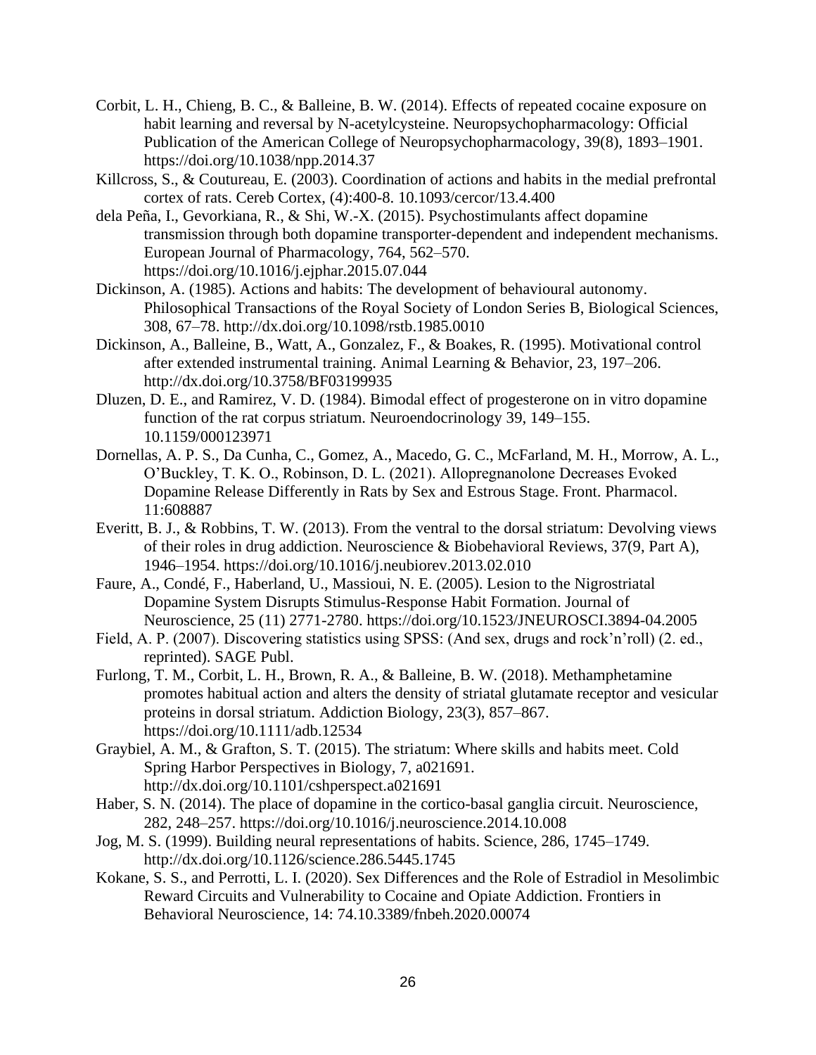Corbit, L. H., Chieng, B. C., & Balleine, B. W. (2014). Effects of repeated cocaine exposure on habit learning and reversal by N-acetylcysteine. Neuropsychopharmacology: Official Publication of the American College of Neuropsychopharmacology, 39(8), 1893–1901. https://doi.org/10.1038/npp.2014.37

Killcross, S., & Coutureau, E. (2003). Coordination of actions and habits in the medial prefrontal cortex of rats. Cereb Cortex, (4):400-8. 10.1093/cercor/13.4.400

dela Peña, I., Gevorkiana, R., & Shi, W.-X. (2015). Psychostimulants affect dopamine transmission through both dopamine transporter-dependent and independent mechanisms. European Journal of Pharmacology, 764, 562–570. https://doi.org/10.1016/j.ejphar.2015.07.044

Dickinson, A. (1985). Actions and habits: The development of behavioural autonomy. Philosophical Transactions of the Royal Society of London Series B, Biological Sciences, 308, 67–78. http://dx.doi.org/10.1098/rstb.1985.0010

Dickinson, A., Balleine, B., Watt, A., Gonzalez, F., & Boakes, R. (1995). Motivational control after extended instrumental training. Animal Learning & Behavior, 23, 197–206. http://dx.doi.org/10.3758/BF03199935

Dluzen, D. E., and Ramirez, V. D. (1984). Bimodal effect of progesterone on in vitro dopamine function of the rat corpus striatum. Neuroendocrinology 39, 149–155. 10.1159/000123971

Dornellas, A. P. S., Da Cunha, C., Gomez, A., Macedo, G. C., McFarland, M. H., Morrow, A. L., O'Buckley, T. K. O., Robinson, D. L. (2021). Allopregnanolone Decreases Evoked Dopamine Release Differently in Rats by Sex and Estrous Stage. Front. Pharmacol. 11:608887

Everitt, B. J., & Robbins, T. W. (2013). From the ventral to the dorsal striatum: Devolving views of their roles in drug addiction. Neuroscience & Biobehavioral Reviews, 37(9, Part A), 1946–1954. https://doi.org/10.1016/j.neubiorev.2013.02.010

Faure, A., Condé, F., Haberland, U., Massioui, N. E. (2005). Lesion to the Nigrostriatal Dopamine System Disrupts Stimulus-Response Habit Formation. Journal of Neuroscience, 25 (11) 2771-2780. https://doi.org/10.1523/JNEUROSCI.3894-04.2005

Field, A. P. (2007). Discovering statistics using SPSS: (And sex, drugs and rock'n'roll) (2. ed., reprinted). SAGE Publ.

Furlong, T. M., Corbit, L. H., Brown, R. A., & Balleine, B. W. (2018). Methamphetamine promotes habitual action and alters the density of striatal glutamate receptor and vesicular proteins in dorsal striatum. Addiction Biology, 23(3), 857–867. https://doi.org/10.1111/adb.12534

Graybiel, A. M., & Grafton, S. T. (2015). The striatum: Where skills and habits meet. Cold Spring Harbor Perspectives in Biology, 7, a021691. http://dx.doi.org/10.1101/cshperspect.a021691

Haber, S. N. (2014). The place of dopamine in the cortico-basal ganglia circuit. Neuroscience, 282, 248–257. https://doi.org/10.1016/j.neuroscience.2014.10.008

Jog, M. S. (1999). Building neural representations of habits. Science, 286, 1745–1749. http://dx.doi.org/10.1126/science.286.5445.1745

Kokane, S. S., and Perrotti, L. I. (2020). Sex Differences and the Role of Estradiol in Mesolimbic Reward Circuits and Vulnerability to Cocaine and Opiate Addiction. Frontiers in Behavioral Neuroscience, 14: 74.10.3389/fnbeh.2020.00074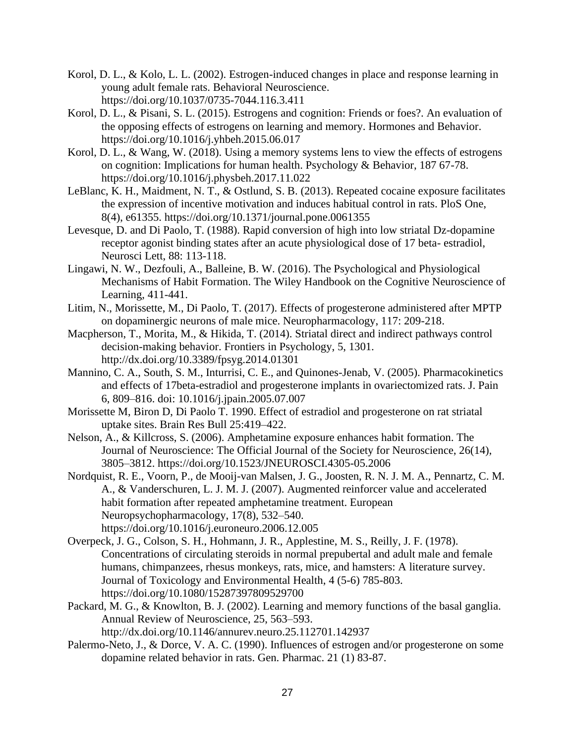Korol, D. L., & Kolo, L. L. (2002). Estrogen-induced changes in place and response learning in young adult female rats. Behavioral Neuroscience. https://doi.org/10.1037/0735-7044.116.3.411

Korol, D. L., & Pisani, S. L. (2015). Estrogens and cognition: Friends or foes?. An evaluation of the opposing effects of estrogens on learning and memory. Hormones and Behavior. https://doi.org/10.1016/j.yhbeh.2015.06.017

Korol, D. L., & Wang, W. (2018). Using a memory systems lens to view the effects of estrogens on cognition: Implications for human health. Psychology & Behavior, 187 67-78. https://doi.org/10.1016/j.physbeh.2017.11.022

LeBlanc, K. H., Maidment, N. T., & Ostlund, S. B. (2013). Repeated cocaine exposure facilitates the expression of incentive motivation and induces habitual control in rats. PloS One, 8(4), e61355. https://doi.org/10.1371/journal.pone.0061355

Levesque, D. and Di Paolo, T. (1988). Rapid conversion of high into low striatal Dz-dopamine receptor agonist binding states after an acute physiological dose of 17 beta- estradiol, Neurosci Lett, 88: 113-118.

Lingawi, N. W., Dezfouli, A., Balleine, B. W. (2016). The Psychological and Physiological Mechanisms of Habit Formation. The Wiley Handbook on the Cognitive Neuroscience of Learning, 411-441.

Litim, N., Morissette, M., Di Paolo, T. (2017). Effects of progesterone administered after MPTP on dopaminergic neurons of male mice. Neuropharmacology, 117: 209-218.

Macpherson, T., Morita, M., & Hikida, T. (2014). Striatal direct and indirect pathways control decision-making behavior. Frontiers in Psychology, 5, 1301. http://dx.doi.org/10.3389/fpsyg.2014.01301

Mannino, C. A., South, S. M., Inturrisi, C. E., and Quinones-Jenab, V. (2005). Pharmacokinetics and effects of 17beta-estradiol and progesterone implants in ovariectomized rats. J. Pain 6, 809–816. doi: 10.1016/j.jpain.2005.07.007

Morissette M, Biron D, Di Paolo T. 1990. Effect of estradiol and progesterone on rat striatal uptake sites. Brain Res Bull 25:419–422.

Nelson, A., & Killcross, S. (2006). Amphetamine exposure enhances habit formation. The Journal of Neuroscience: The Official Journal of the Society for Neuroscience, 26(14), 3805–3812. https://doi.org/10.1523/JNEUROSCI.4305-05.2006

Nordquist, R. E., Voorn, P., de Mooij-van Malsen, J. G., Joosten, R. N. J. M. A., Pennartz, C. M. A., & Vanderschuren, L. J. M. J. (2007). Augmented reinforcer value and accelerated habit formation after repeated amphetamine treatment. European Neuropsychopharmacology, 17(8), 532–540. https://doi.org/10.1016/j.euroneuro.2006.12.005

Overpeck, J. G., Colson, S. H., Hohmann, J. R., Applestine, M. S., Reilly, J. F. (1978). Concentrations of circulating steroids in normal prepubertal and adult male and female humans, chimpanzees, rhesus monkeys, rats, mice, and hamsters: A literature survey. Journal of Toxicology and Environmental Health, 4 (5-6) 785-803. https://doi.org/10.1080/15287397809529700

Packard, M. G., & Knowlton, B. J. (2002). Learning and memory functions of the basal ganglia. Annual Review of Neuroscience, 25, 563–593. http://dx.doi.org/10.1146/annurev.neuro.25.112701.142937

Palermo-Neto, J., & Dorce, V. A. C. (1990). Influences of estrogen and/or progesterone on some dopamine related behavior in rats. Gen. Pharmac. 21 (1) 83-87.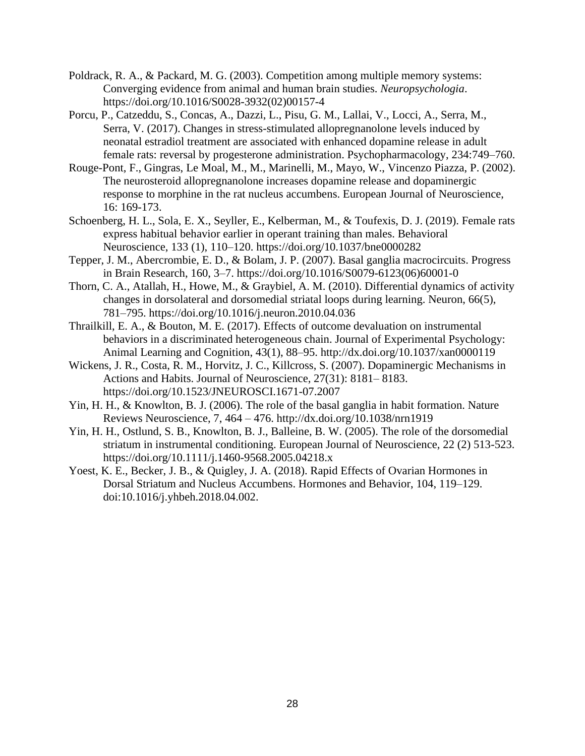Poldrack, R. A., & Packard, M. G. (2003). Competition among multiple memory systems: Converging evidence from animal and human brain studies. *Neuropsychologia*. https://doi.org/10.1016/S0028-3932(02)00157-4

Porcu, P., Catzeddu, S., Concas, A., Dazzi, L., Pisu, G. M., Lallai, V., Locci, A., Serra, M., Serra, V. (2017). Changes in stress-stimulated allopregnanolone levels induced by neonatal estradiol treatment are associated with enhanced dopamine release in adult female rats: reversal by progesterone administration. Psychopharmacology, 234:749–760.

Rouge-Pont, F., Gingras, Le Moal, M., M., Marinelli, M., Mayo, W., Vincenzo Piazza, P. (2002). The neurosteroid allopregnanolone increases dopamine release and dopaminergic response to morphine in the rat nucleus accumbens. European Journal of Neuroscience, 16: 169-173.

Schoenberg, H. L., Sola, E. X., Seyller, E., Kelberman, M., & Toufexis, D. J. (2019). Female rats express habitual behavior earlier in operant training than males. Behavioral Neuroscience, 133 (1), 110–120. https://doi.org/10.1037/bne0000282

Tepper, J. M., Abercrombie, E. D., & Bolam, J. P. (2007). Basal ganglia macrocircuits. Progress in Brain Research, 160, 3–7. https://doi.org/10.1016/S0079-6123(06)60001-0

Thorn, C. A., Atallah, H., Howe, M., & Graybiel, A. M. (2010). Differential dynamics of activity changes in dorsolateral and dorsomedial striatal loops during learning. Neuron, 66(5), 781–795. https://doi.org/10.1016/j.neuron.2010.04.036

Thrailkill, E. A., & Bouton, M. E. (2017). Effects of outcome devaluation on instrumental behaviors in a discriminated heterogeneous chain. Journal of Experimental Psychology: Animal Learning and Cognition, 43(1), 88–95. http://dx.doi.org/10.1037/xan0000119

Wickens, J. R., Costa, R. M., Horvitz, J. C., Killcross, S. (2007). Dopaminergic Mechanisms in Actions and Habits. Journal of Neuroscience, 27(31): 8181– 8183. https://doi.org/10.1523/JNEUROSCI.1671-07.2007

Yin, H. H., & Knowlton, B. J. (2006). The role of the basal ganglia in habit formation. Nature Reviews Neuroscience, 7, 464 – 476. http://dx.doi.org/10.1038/nrn1919

Yin, H. H., Ostlund, S. B., Knowlton, B. J., Balleine, B. W. (2005). The role of the dorsomedial striatum in instrumental conditioning. European Journal of Neuroscience, 22 (2) 513-523. https://doi.org/10.1111/j.1460-9568.2005.04218.x

Yoest, K. E., Becker, J. B., & Quigley, J. A. (2018). Rapid Effects of Ovarian Hormones in Dorsal Striatum and Nucleus Accumbens. Hormones and Behavior, 104, 119–129. doi:10.1016/j.yhbeh.2018.04.002.